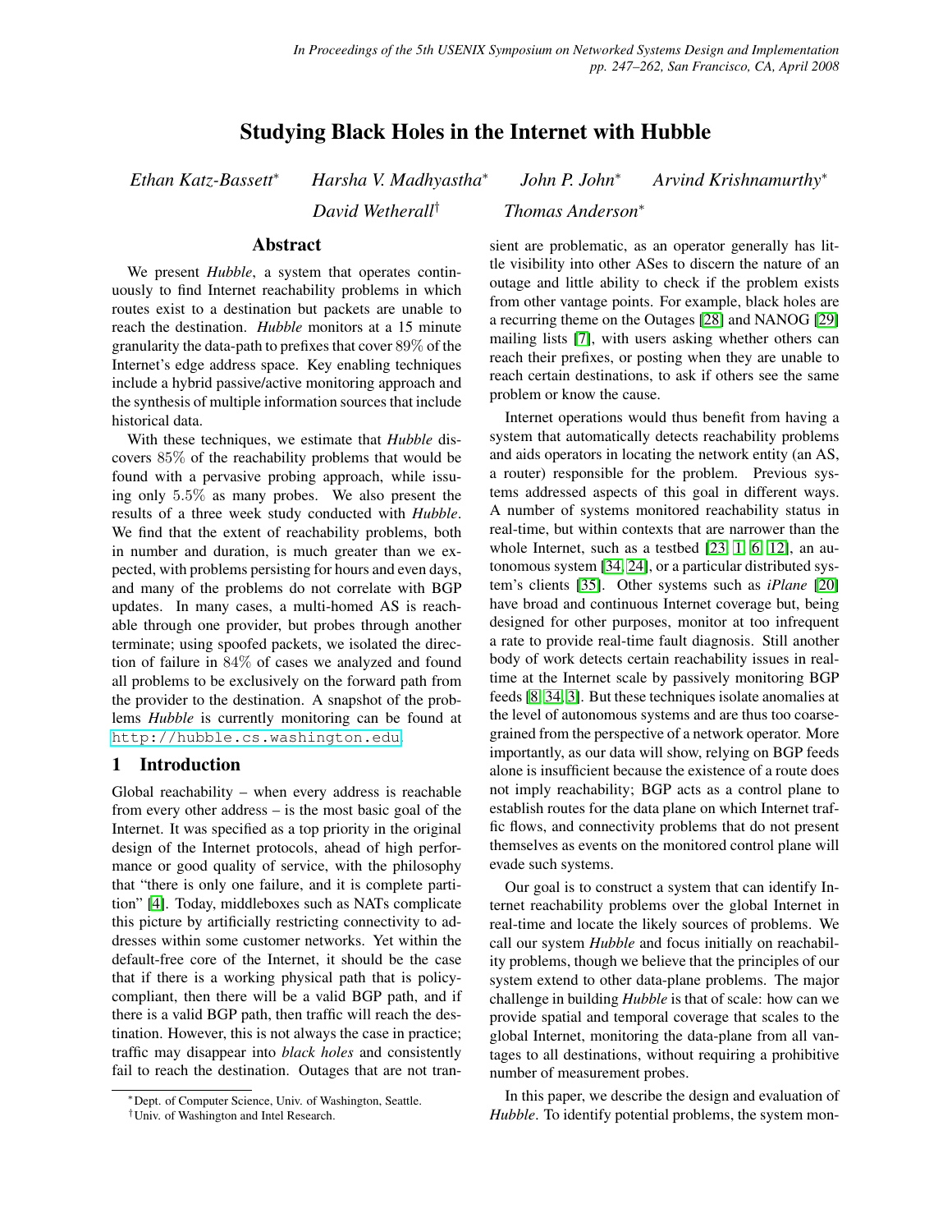# Studying Black Holes in the Internet with Hubble

*Ethan Katz-Bassett*[*] *Harsha V. Madhyastha*[*] *John P. John*[*] *Arvind Krishnamurthy*[*]
*David Wetherall*[†] *Thomas Anderson*[*]

## Abstract

We present *Hubble*, a system that operates continuously to find Internet reachability problems in which routes exist to a destination but packets are unable to reach the destination. *Hubble* monitors at a 15 minute granularity the data-path to prefixes that cover 89% of the Internet's edge address space. Key enabling techniques include a hybrid passive/active monitoring approach and the synthesis of multiple information sources that include historical data.

With these techniques, we estimate that *Hubble* discovers 85% of the reachability problems that would be found with a pervasive probing approach, while issuing only 5.5% as many probes. We also present the results of a three week study conducted with *Hubble*. We find that the extent of reachability problems, both in number and duration, is much greater than we expected, with problems persisting for hours and even days, and many of the problems do not correlate with BGP updates. In many cases, a multi-homed AS is reachable through one provider, but probes through another terminate; using spoofed packets, we isolated the direction of failure in 84% of cases we analyzed and found all problems to be exclusively on the forward path from the provider to the destination. A snapshot of the problems *Hubble* is currently monitoring can be found at http://hubble.cs.washington.edu.

## 1 Introduction

Global reachability – when every address is reachable from every other address – is the most basic goal of the Internet. It was specified as a top priority in the original design of the Internet protocols, ahead of high performance or good quality of service, with the philosophy that "there is only one failure, and it is complete partition" [4]. Today, middleboxes such as NATs complicate this picture by artificially restricting connectivity to addresses within some customer networks. Yet within the default-free core of the Internet, it should be the case that if there is a working physical path that is policy-compliant, then there will be a valid BGP path, and if there is a valid BGP path, then traffic will reach the destination. However, this is not always the case in practice; traffic may disappear into *black holes* and consistently fail to reach the destination. Outages that are not transient are problematic, as an operator generally has little visibility into other ASes to discern the nature of an outage and little ability to check if the problem exists from other vantage points. For example, black holes are a recurring theme on the Outages [28] and NANOG [29] mailing lists [7], with users asking whether others can reach their prefixes, or posting when they are unable to reach certain destinations, to ask if others see the same problem or know the cause.

Internet operations would thus benefit from having a system that automatically detects reachability problems and aids operators in locating the network entity (an AS, a router) responsible for the problem. Previous systems addressed aspects of this goal in different ways. A number of systems monitored reachability status in real-time, but within contexts that are narrower than the whole Internet, such as a testbed [23, 1, 6, 12], an autonomous system [34, 24], or a particular distributed system's clients [35]. Other systems such as *iPlane* [20] have broad and continuous Internet coverage but, being designed for other purposes, monitor at too infrequent a rate to provide real-time fault diagnosis. Still another body of work detects certain reachability issues in real-time at the Internet scale by passively monitoring BGP feeds [8, 34, 3]. But these techniques isolate anomalies at the level of autonomous systems and are thus too coarse-grained from the perspective of a network operator. More importantly, as our data will show, relying on BGP feeds alone is insufficient because the existence of a route does not imply reachability; BGP acts as a control plane to establish routes for the data plane on which Internet traffic flows, and connectivity problems that do not present themselves as events on the monitored control plane will evade such systems.

Our goal is to construct a system that can identify Internet reachability problems over the global Internet in real-time and locate the likely sources of problems. We call our system *Hubble* and focus initially on reachability problems, though we believe that the principles of our system extend to other data-plane problems. The major challenge in building *Hubble* is that of scale: how can we provide spatial and temporal coverage that scales to the global Internet, monitoring the data-plane from all vantages to all destinations, without requiring a prohibitive number of measurement probes.

In this paper, we describe the design and evaluation of *Hubble*. To identify potential problems, the system mon-

[*] Dept. of Computer Science, Univ. of Washington, Seattle.
[†] Univ. of Washington and Intel Research.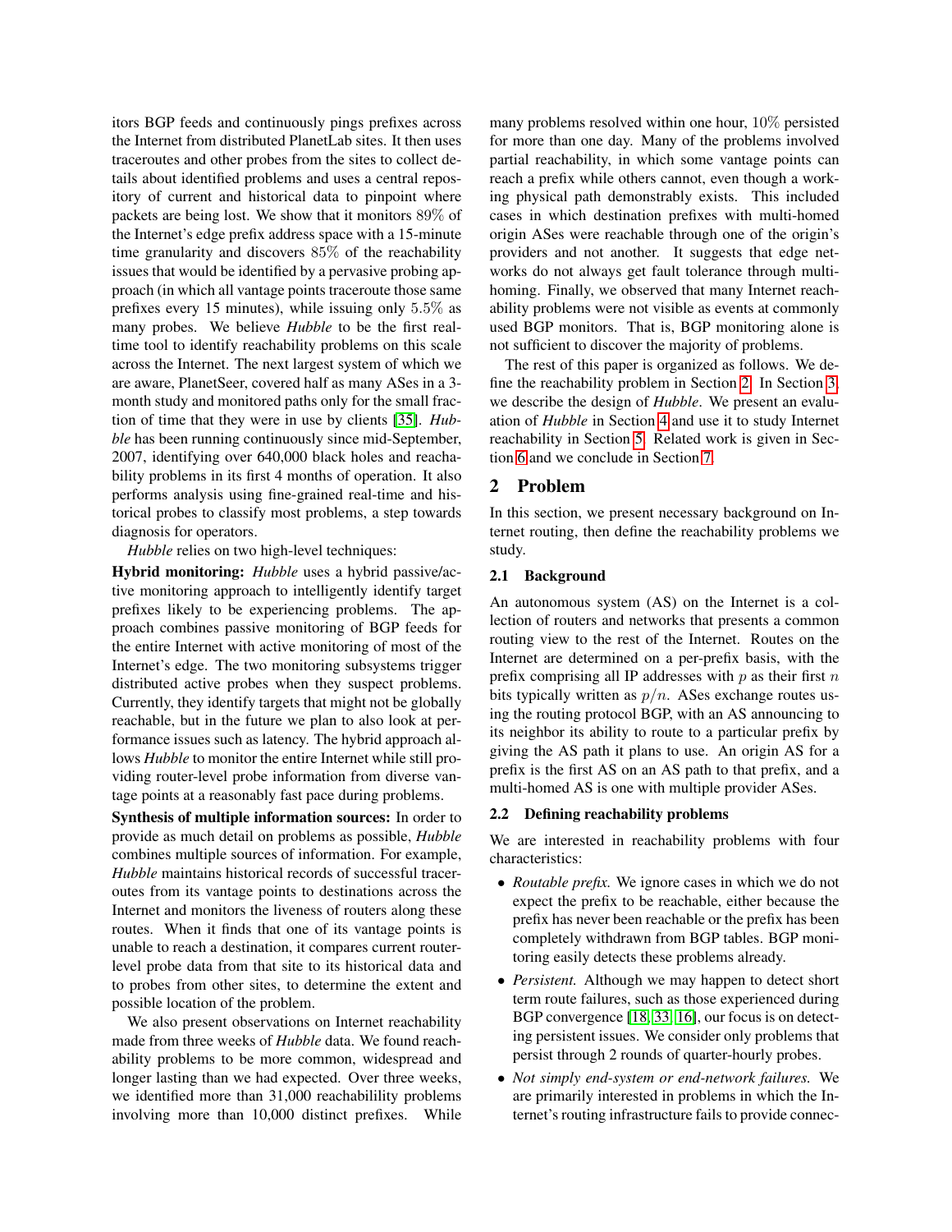itors BGP feeds and continuously pings prefixes across the Internet from distributed PlanetLab sites. It then uses traceroutes and other probes from the sites to collect details about identified problems and uses a central repository of current and historical data to pinpoint where packets are being lost. We show that it monitors 89% of the Internet's edge prefix address space with a 15-minute time granularity and discovers 85% of the reachability issues that would be identified by a pervasive probing approach (in which all vantage points traceroute those same prefixes every 15 minutes), while issuing only 5.5% as many probes. We believe *Hubble* to be the first real-time tool to identify reachability problems on this scale across the Internet. The next largest system of which we are aware, PlanetSeer, covered half as many ASes in a 3-month study and monitored paths only for the small fraction of time that they were in use by clients [35]. *Hubble* has been running continuously since mid-September, 2007, identifying over 640,000 black holes and reachability problems in its first 4 months of operation. It also performs analysis using fine-grained real-time and historical probes to classify most problems, a step towards diagnosis for operators.

*Hubble* relies on two high-level techniques:

**Hybrid monitoring:** *Hubble* uses a hybrid passive/active monitoring approach to intelligently identify target prefixes likely to be experiencing problems. The approach combines passive monitoring of BGP feeds for the entire Internet with active monitoring of most of the Internet's edge. The two monitoring subsystems trigger distributed active probes when they suspect problems. Currently, they identify targets that might not be globally reachable, but in the future we plan to also look at performance issues such as latency. The hybrid approach allows *Hubble* to monitor the entire Internet while still providing router-level probe information from diverse vantage points at a reasonably fast pace during problems.

**Synthesis of multiple information sources:** In order to provide as much detail on problems as possible, *Hubble* combines multiple sources of information. For example, *Hubble* maintains historical records of successful traceroutes from its vantage points to destinations across the Internet and monitors the liveness of routers along these routes. When it finds that one of its vantage points is unable to reach a destination, it compares current router-level probe data from that site to its historical data and to probes from other sites, to determine the extent and possible location of the problem.

We also present observations on Internet reachability made from three weeks of *Hubble* data. We found reachability problems to be more common, widespread and longer lasting than we had expected. Over three weeks, we identified more than 31,000 reachabilility problems involving more than 10,000 distinct prefixes. While many problems resolved within one hour, 10% persisted for more than one day. Many of the problems involved partial reachability, in which some vantage points can reach a prefix while others cannot, even though a working physical path demonstrably exists. This included cases in which destination prefixes with multi-homed origin ASes were reachable through one of the origin's providers and not another. It suggests that edge networks do not always get fault tolerance through multihoming. Finally, we observed that many Internet reachability problems were not visible as events at commonly used BGP monitors. That is, BGP monitoring alone is not sufficient to discover the majority of problems.

The rest of this paper is organized as follows. We define the reachability problem in Section 2. In Section 3, we describe the design of *Hubble*. We present an evaluation of *Hubble* in Section 4 and use it to study Internet reachability in Section 5. Related work is given in Section 6 and we conclude in Section 7.

## 2 Problem

In this section, we present necessary background on Internet routing, then define the reachability problems we study.

### 2.1 Background

An autonomous system (AS) on the Internet is a collection of routers and networks that presents a common routing view to the rest of the Internet. Routes on the Internet are determined on a per-prefix basis, with the prefix comprising all IP addresses with $p$ as their first $n$ bits typically written as $p/n$. ASes exchange routes using the routing protocol BGP, with an AS announcing to its neighbor its ability to route to a particular prefix by giving the AS path it plans to use. An origin AS for a prefix is the first AS on an AS path to that prefix, and a multi-homed AS is one with multiple provider ASes.

### 2.2 Defining reachability problems

We are interested in reachability problems with four characteristics:

- *Routable prefix.* We ignore cases in which we do not expect the prefix to be reachable, either because the prefix has never been reachable or the prefix has been completely withdrawn from BGP tables. BGP monitoring easily detects these problems already.
- *Persistent.* Although we may happen to detect short term route failures, such as those experienced during BGP convergence [18, 33, 16], our focus is on detecting persistent issues. We consider only problems that persist through 2 rounds of quarter-hourly probes.
- *Not simply end-system or end-network failures.* We are primarily interested in problems in which the Internet's routing infrastructure fails to provide connec-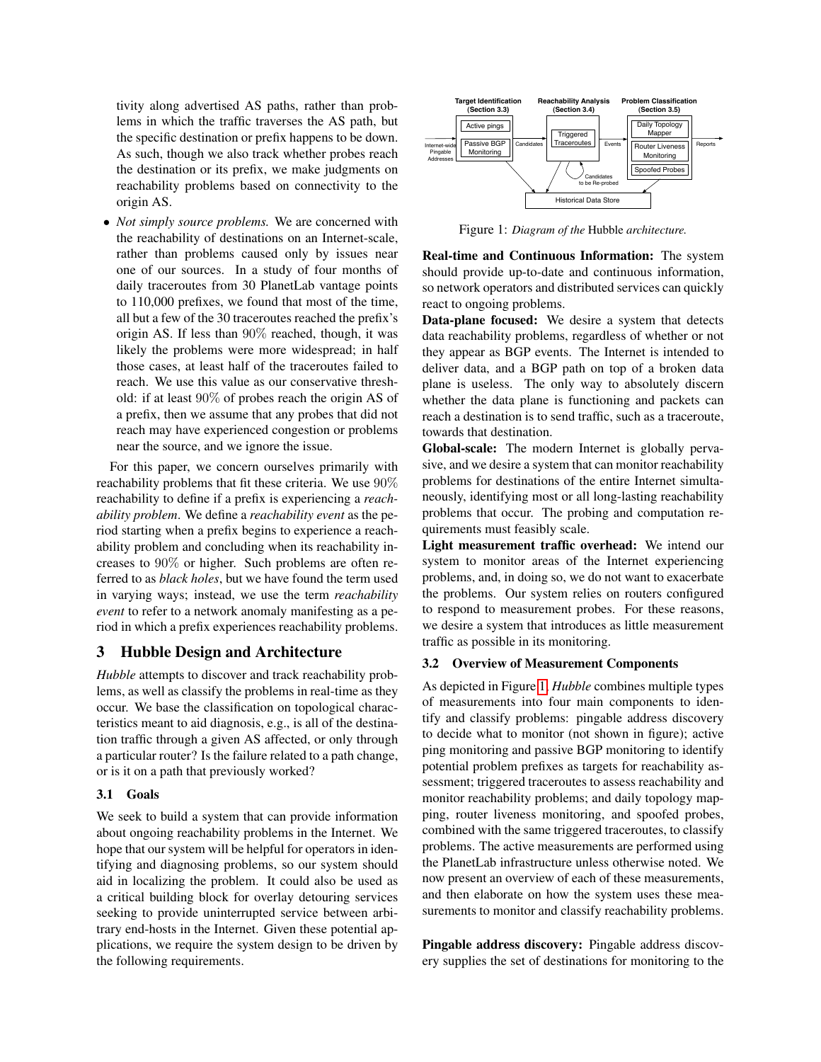tivity along advertised AS paths, rather than problems in which the traffic traverses the AS path, but the specific destination or prefix happens to be down. As such, though we also track whether probes reach the destination or its prefix, we make judgments on reachability problems based on connectivity to the origin AS.

- *Not simply source problems.* We are concerned with the reachability of destinations on an Internet-scale, rather than problems caused only by issues near one of our sources. In a study of four months of daily traceroutes from 30 PlanetLab vantage points to 110,000 prefixes, we found that most of the time, all but a few of the 30 traceroutes reached the prefix's origin AS. If less than 90% reached, though, it was likely the problems were more widespread; in half those cases, at least half of the traceroutes failed to reach. We use this value as our conservative threshold: if at least 90% of probes reach the origin AS of a prefix, then we assume that any probes that did not reach may have experienced congestion or problems near the source, and we ignore the issue.

For this paper, we concern ourselves primarily with reachability problems that fit these criteria. We use 90% reachability to define if a prefix is experiencing a *reachability problem*. We define a *reachability event* as the period starting when a prefix begins to experience a reachability problem and concluding when its reachability increases to 90% or higher. Such problems are often referred to as *black holes*, but we have found the term used in varying ways; instead, we use the term *reachability event* to refer to a network anomaly manifesting as a period in which a prefix experiences reachability problems.

## 3 Hubble Design and Architecture

*Hubble* attempts to discover and track reachability problems, as well as classify the problems in real-time as they occur. We base the classification on topological characteristics meant to aid diagnosis, e.g., is all of the destination traffic through a given AS affected, or only through a particular router? Is the failure related to a path change, or is it on a path that previously worked?

### 3.1 Goals

We seek to build a system that can provide information about ongoing reachability problems in the Internet. We hope that our system will be helpful for operators in identifying and diagnosing problems, so our system should aid in localizing the problem. It could also be used as a critical building block for overlay detouring services seeking to provide uninterrupted service between arbitrary end-hosts in the Internet. Given these potential applications, we require the system design to be driven by the following requirements.

Figure 1: *Diagram of the* Hubble *architecture.*

**Real-time and Continuous Information:** The system should provide up-to-date and continuous information, so network operators and distributed services can quickly react to ongoing problems.

**Data-plane focused:** We desire a system that detects data reachability problems, regardless of whether or not they appear as BGP events. The Internet is intended to deliver data, and a BGP path on top of a broken data plane is useless. The only way to absolutely discern whether the data plane is functioning and packets can reach a destination is to send traffic, such as a traceroute, towards that destination.

**Global-scale:** The modern Internet is globally pervasive, and we desire a system that can monitor reachability problems for destinations of the entire Internet simultaneously, identifying most or all long-lasting reachability problems that occur. The probing and computation requirements must feasibly scale.

**Light measurement traffic overhead:** We intend our system to monitor areas of the Internet experiencing problems, and, in doing so, we do not want to exacerbate the problems. Our system relies on routers configured to respond to measurement probes. For these reasons, we desire a system that introduces as little measurement traffic as possible in its monitoring.

### 3.2 Overview of Measurement Components

As depicted in Figure 1, *Hubble* combines multiple types of measurements into four main components to identify and classify problems: pingable address discovery to decide what to monitor (not shown in figure); active ping monitoring and passive BGP monitoring to identify potential problem prefixes as targets for reachability assessment; triggered traceroutes to assess reachability and monitor reachability problems; and daily topology mapping, router liveness monitoring, and spoofed probes, combined with the same triggered traceroutes, to classify problems. The active measurements are performed using the PlanetLab infrastructure unless otherwise noted. We now present an overview of each of these measurements, and then elaborate on how the system uses these measurements to monitor and classify reachability problems.

**Pingable address discovery:** Pingable address discovery supplies the set of destinations for monitoring to the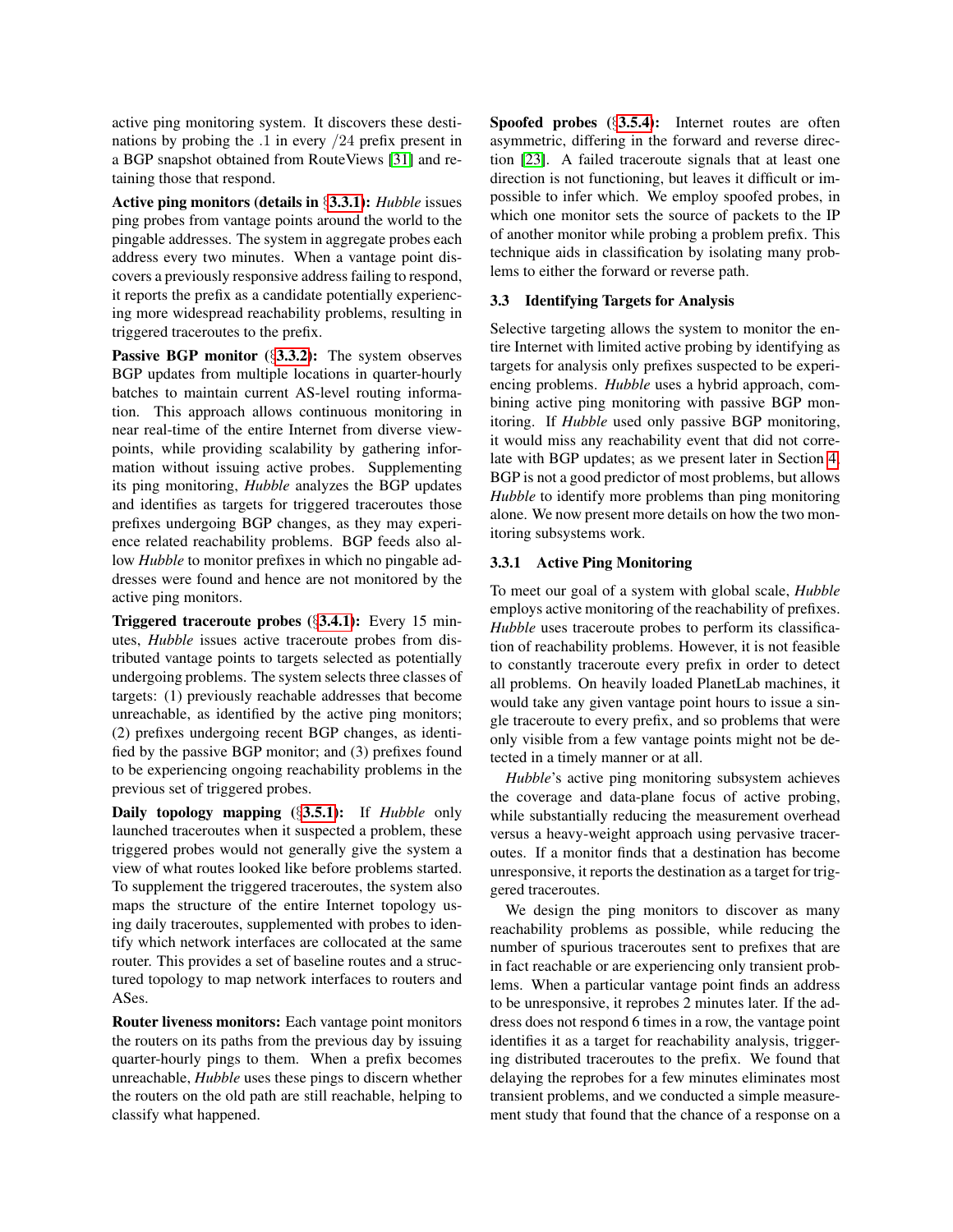active ping monitoring system. It discovers these destinations by probing the .1 in every /24 prefix present in a BGP snapshot obtained from RouteViews [31] and retaining those that respond.

**Active ping monitors (details in §3.3.1):** *Hubble* issues ping probes from vantage points around the world to the pingable addresses. The system in aggregate probes each address every two minutes. When a vantage point discovers a previously responsive address failing to respond, it reports the prefix as a candidate potentially experiencing more widespread reachability problems, resulting in triggered traceroutes to the prefix.

**Passive BGP monitor (§3.3.2):** The system observes BGP updates from multiple locations in quarter-hourly batches to maintain current AS-level routing information. This approach allows continuous monitoring in near real-time of the entire Internet from diverse viewpoints, while providing scalability by gathering information without issuing active probes. Supplementing its ping monitoring, *Hubble* analyzes the BGP updates and identifies as targets for triggered traceroutes those prefixes undergoing BGP changes, as they may experience related reachability problems. BGP feeds also allow *Hubble* to monitor prefixes in which no pingable addresses were found and hence are not monitored by the active ping monitors.

**Triggered traceroute probes (§3.4.1):** Every 15 minutes, *Hubble* issues active traceroute probes from distributed vantage points to targets selected as potentially undergoing problems. The system selects three classes of targets: (1) previously reachable addresses that become unreachable, as identified by the active ping monitors; (2) prefixes undergoing recent BGP changes, as identified by the passive BGP monitor; and (3) prefixes found to be experiencing ongoing reachability problems in the previous set of triggered probes.

**Daily topology mapping (§3.5.1):** If *Hubble* only launched traceroutes when it suspected a problem, these triggered probes would not generally give the system a view of what routes looked like before problems started. To supplement the triggered traceroutes, the system also maps the structure of the entire Internet topology using daily traceroutes, supplemented with probes to identify which network interfaces are collocated at the same router. This provides a set of baseline routes and a structured topology to map network interfaces to routers and ASes.

**Router liveness monitors:** Each vantage point monitors the routers on its paths from the previous day by issuing quarter-hourly pings to them. When a prefix becomes unreachable, *Hubble* uses these pings to discern whether the routers on the old path are still reachable, helping to classify what happened.

**Spoofed probes (§3.5.4):** Internet routes are often asymmetric, differing in the forward and reverse direction [23]. A failed traceroute signals that at least one direction is not functioning, but leaves it difficult or impossible to infer which. We employ spoofed probes, in which one monitor sets the source of packets to the IP of another monitor while probing a problem prefix. This technique aids in classification by isolating many problems to either the forward or reverse path.

### 3.3 Identifying Targets for Analysis

Selective targeting allows the system to monitor the entire Internet with limited active probing by identifying as targets for analysis only prefixes suspected to be experiencing problems. *Hubble* uses a hybrid approach, combining active ping monitoring with passive BGP monitoring. If *Hubble* used only passive BGP monitoring, it would miss any reachability event that did not correlate with BGP updates; as we present later in Section 4, BGP is not a good predictor of most problems, but allows *Hubble* to identify more problems than ping monitoring alone. We now present more details on how the two monitoring subsystems work.

#### 3.3.1 Active Ping Monitoring

To meet our goal of a system with global scale, *Hubble* employs active monitoring of the reachability of prefixes. *Hubble* uses traceroute probes to perform its classification of reachability problems. However, it is not feasible to constantly traceroute every prefix in order to detect all problems. On heavily loaded PlanetLab machines, it would take any given vantage point hours to issue a single traceroute to every prefix, and so problems that were only visible from a few vantage points might not be detected in a timely manner or at all.

*Hubble*'s active ping monitoring subsystem achieves the coverage and data-plane focus of active probing, while substantially reducing the measurement overhead versus a heavy-weight approach using pervasive traceroutes. If a monitor finds that a destination has become unresponsive, it reports the destination as a target for triggered traceroutes.

We design the ping monitors to discover as many reachability problems as possible, while reducing the number of spurious traceroutes sent to prefixes that are in fact reachable or are experiencing only transient problems. When a particular vantage point finds an address to be unresponsive, it reprobes 2 minutes later. If the address does not respond 6 times in a row, the vantage point identifies it as a target for reachability analysis, triggering distributed traceroutes to the prefix. We found that delaying the reprobes for a few minutes eliminates most transient problems, and we conducted a simple measurement study that found that the chance of a response on a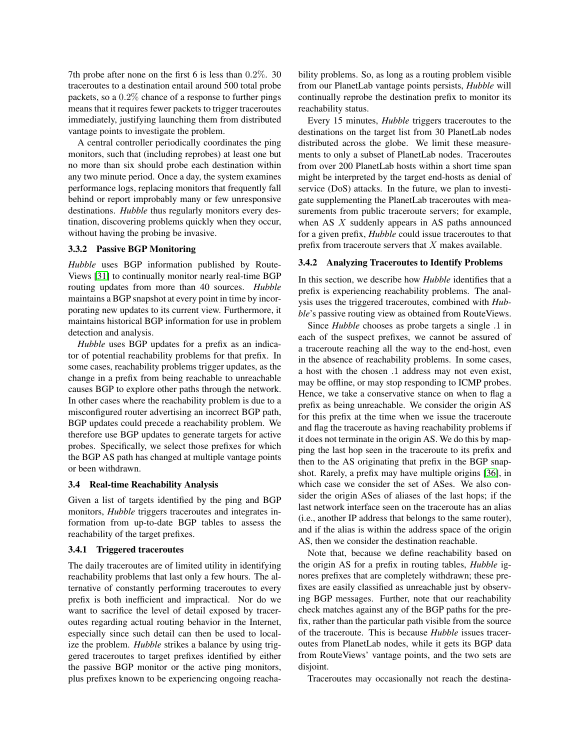7th probe after none on the first 6 is less than $0.2\%$. 30 traceroutes to a destination entail around 500 total probe packets, so a $0.2\%$ chance of a response to further pings means that it requires fewer packets to trigger traceroutes immediately, justifying launching them from distributed vantage points to investigate the problem.

A central controller periodically coordinates the ping monitors, such that (including reprobes) at least one but no more than six should probe each destination within any two minute period. Once a day, the system examines performance logs, replacing monitors that frequently fall behind or report improbably many or few unresponsive destinations. *Hubble* thus regularly monitors every destination, discovering problems quickly when they occur, without having the probing be invasive.

### 3.3.2 Passive BGP Monitoring

*Hubble* uses BGP information published by RouteViews [31] to continually monitor nearly real-time BGP routing updates from more than 40 sources. *Hubble* maintains a BGP snapshot at every point in time by incorporating new updates to its current view. Furthermore, it maintains historical BGP information for use in problem detection and analysis.

*Hubble* uses BGP updates for a prefix as an indicator of potential reachability problems for that prefix. In some cases, reachability problems trigger updates, as the change in a prefix from being reachable to unreachable causes BGP to explore other paths through the network. In other cases where the reachability problem is due to a misconfigured router advertising an incorrect BGP path, BGP updates could precede a reachability problem. We therefore use BGP updates to generate targets for active probes. Specifically, we select those prefixes for which the BGP AS path has changed at multiple vantage points or been withdrawn.

## 3.4 Real-time Reachability Analysis

Given a list of targets identified by the ping and BGP monitors, *Hubble* triggers traceroutes and integrates information from up-to-date BGP tables to assess the reachability of the target prefixes.

### 3.4.1 Triggered traceroutes

The daily traceroutes are of limited utility in identifying reachability problems that last only a few hours. The alternative of constantly performing traceroutes to every prefix is both inefficient and impractical. Nor do we want to sacrifice the level of detail exposed by traceroutes regarding actual routing behavior in the Internet, especially since such detail can then be used to localize the problem. *Hubble* strikes a balance by using triggered traceroutes to target prefixes identified by either the passive BGP monitor or the active ping monitors, plus prefixes known to be experiencing ongoing reachability problems. So, as long as a routing problem visible from our PlanetLab vantage points persists, *Hubble* will continually reprobe the destination prefix to monitor its reachability status.

Every 15 minutes, *Hubble* triggers traceroutes to the destinations on the target list from 30 PlanetLab nodes distributed across the globe. We limit these measurements to only a subset of PlanetLab nodes. Traceroutes from over 200 PlanetLab hosts within a short time span might be interpreted by the target end-hosts as denial of service (DoS) attacks. In the future, we plan to investigate supplementing the PlanetLab traceroutes with measurements from public traceroute servers; for example, when AS $X$ suddenly appears in AS paths announced for a given prefix, *Hubble* could issue traceroutes to that prefix from traceroute servers that $X$ makes available.

### 3.4.2 Analyzing Traceroutes to Identify Problems

In this section, we describe how *Hubble* identifies that a prefix is experiencing reachability problems. The analysis uses the triggered traceroutes, combined with *Hubble*'s passive routing view as obtained from RouteViews.

Since *Hubble* chooses as probe targets a single .1 in each of the suspect prefixes, we cannot be assured of a traceroute reaching all the way to the end-host, even in the absence of reachability problems. In some cases, a host with the chosen .1 address may not even exist, may be offline, or may stop responding to ICMP probes. Hence, we take a conservative stance on when to flag a prefix as being unreachable. We consider the origin AS for this prefix at the time when we issue the traceroute and flag the traceroute as having reachability problems if it does not terminate in the origin AS. We do this by mapping the last hop seen in the traceroute to its prefix and then to the AS originating that prefix in the BGP snapshot. Rarely, a prefix may have multiple origins [36], in which case we consider the set of ASes. We also consider the origin ASes of aliases of the last hops; if the last network interface seen on the traceroute has an alias (i.e., another IP address that belongs to the same router), and if the alias is within the address space of the origin AS, then we consider the destination reachable.

Note that, because we define reachability based on the origin AS for a prefix in routing tables, *Hubble* ignores prefixes that are completely withdrawn; these prefixes are easily classified as unreachable just by observing BGP messages. Further, note that our reachability check matches against any of the BGP paths for the prefix, rather than the particular path visible from the source of the traceroute. This is because *Hubble* issues traceroutes from PlanetLab nodes, while it gets its BGP data from RouteViews' vantage points, and the two sets are disjoint.

Traceroutes may occasionally not reach the destina-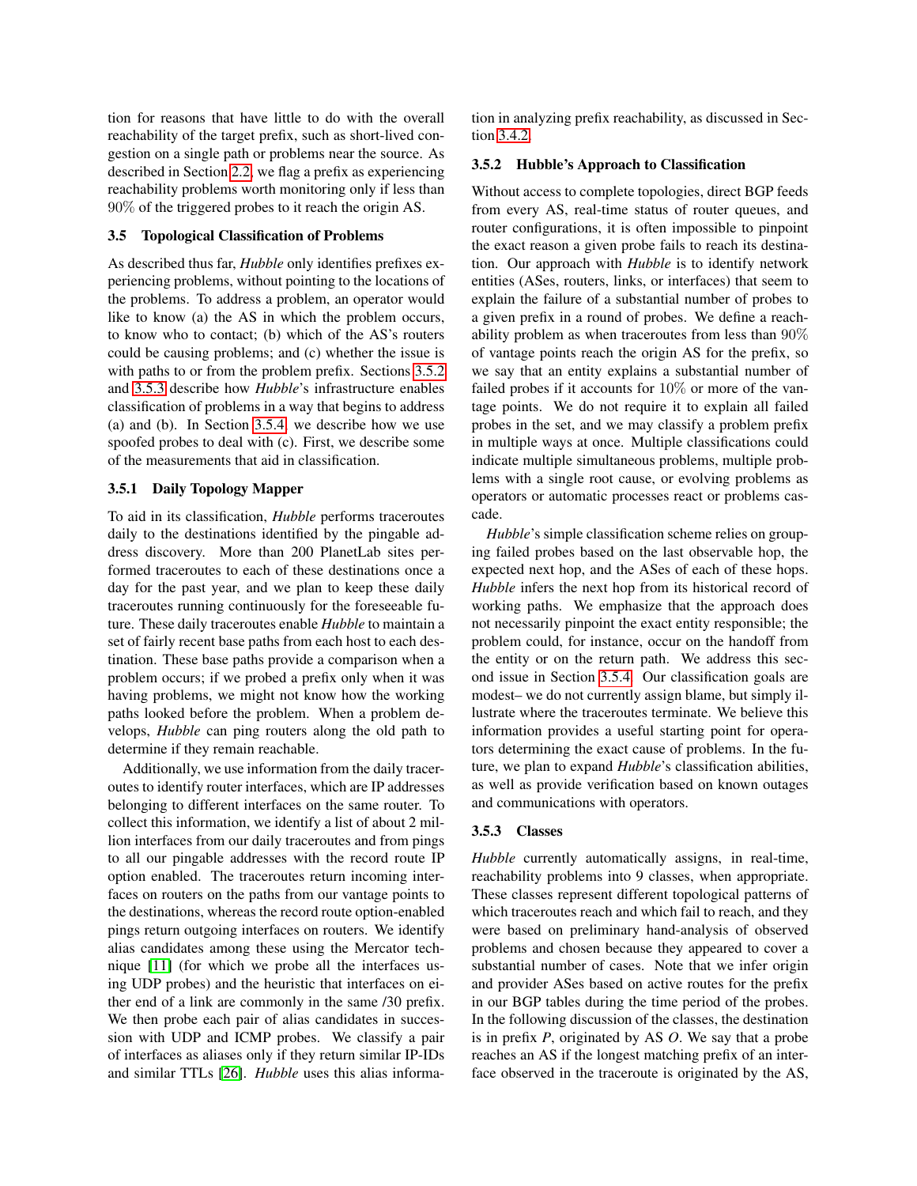tion for reasons that have little to do with the overall reachability of the target prefix, such as short-lived congestion on a single path or problems near the source. As described in Section 2.2, we flag a prefix as experiencing reachability problems worth monitoring only if less than 90% of the triggered probes to it reach the origin AS.

### 3.5 Topological Classification of Problems

As described thus far, *Hubble* only identifies prefixes experiencing problems, without pointing to the locations of the problems. To address a problem, an operator would like to know (a) the AS in which the problem occurs, to know who to contact; (b) which of the AS's routers could be causing problems; and (c) whether the issue is with paths to or from the problem prefix. Sections 3.5.2 and 3.5.3 describe how *Hubble*'s infrastructure enables classification of problems in a way that begins to address (a) and (b). In Section 3.5.4, we describe how we use spoofed probes to deal with (c). First, we describe some of the measurements that aid in classification.

#### 3.5.1 Daily Topology Mapper

To aid in its classification, *Hubble* performs traceroutes daily to the destinations identified by the pingable address discovery. More than 200 PlanetLab sites performed traceroutes to each of these destinations once a day for the past year, and we plan to keep these daily traceroutes running continuously for the foreseeable future. These daily traceroutes enable *Hubble* to maintain a set of fairly recent base paths from each host to each destination. These base paths provide a comparison when a problem occurs; if we probed a prefix only when it was having problems, we might not know how the working paths looked before the problem. When a problem develops, *Hubble* can ping routers along the old path to determine if they remain reachable.

Additionally, we use information from the daily traceroutes to identify router interfaces, which are IP addresses belonging to different interfaces on the same router. To collect this information, we identify a list of about 2 million interfaces from our daily traceroutes and from pings to all our pingable addresses with the record route IP option enabled. The traceroutes return incoming interfaces on routers on the paths from our vantage points to the destinations, whereas the record route option-enabled pings return outgoing interfaces on routers. We identify alias candidates among these using the Mercator technique [11] (for which we probe all the interfaces using UDP probes) and the heuristic that interfaces on either end of a link are commonly in the same /30 prefix. We then probe each pair of alias candidates in succession with UDP and ICMP probes. We classify a pair of interfaces as aliases only if they return similar IP-IDs and similar TTLs [26]. *Hubble* uses this alias information in analyzing prefix reachability, as discussed in Section 3.4.2.

#### 3.5.2 Hubble's Approach to Classification

Without access to complete topologies, direct BGP feeds from every AS, real-time status of router queues, and router configurations, it is often impossible to pinpoint the exact reason a given probe fails to reach its destination. Our approach with *Hubble* is to identify network entities (ASes, routers, links, or interfaces) that seem to explain the failure of a substantial number of probes to a given prefix in a round of probes. We define a reachability problem as when traceroutes from less than 90% of vantage points reach the origin AS for the prefix, so we say that an entity explains a substantial number of failed probes if it accounts for 10% or more of the vantage points. We do not require it to explain all failed probes in the set, and we may classify a problem prefix in multiple ways at once. Multiple classifications could indicate multiple simultaneous problems, multiple problems with a single root cause, or evolving problems as operators or automatic processes react or problems cascade.

*Hubble*'s simple classification scheme relies on grouping failed probes based on the last observable hop, the expected next hop, and the ASes of each of these hops. *Hubble* infers the next hop from its historical record of working paths. We emphasize that the approach does not necessarily pinpoint the exact entity responsible; the problem could, for instance, occur on the handoff from the entity or on the return path. We address this second issue in Section 3.5.4. Our classification goals are modest– we do not currently assign blame, but simply illustrate where the traceroutes terminate. We believe this information provides a useful starting point for operators determining the exact cause of problems. In the future, we plan to expand *Hubble*'s classification abilities, as well as provide verification based on known outages and communications with operators.

#### 3.5.3 Classes

*Hubble* currently automatically assigns, in real-time, reachability problems into 9 classes, when appropriate. These classes represent different topological patterns of which traceroutes reach and which fail to reach, and they were based on preliminary hand-analysis of observed problems and chosen because they appeared to cover a substantial number of cases. Note that we infer origin and provider ASes based on active routes for the prefix in our BGP tables during the time period of the probes. In the following discussion of the classes, the destination is in prefix *P*, originated by AS *O*. We say that a probe reaches an AS if the longest matching prefix of an interface observed in the traceroute is originated by the AS,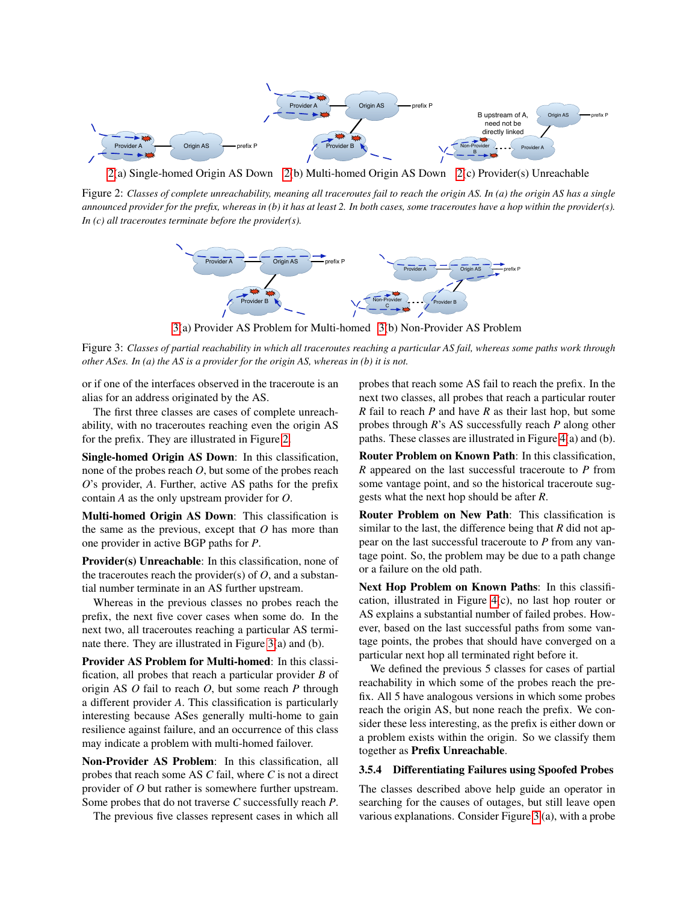2(a) Single-homed Origin AS Down 2(b) Multi-homed Origin AS Down 2(c) Provider(s) Unreachable

Figure 2: *Classes of complete unreachability, meaning all traceroutes fail to reach the origin AS. In (a) the origin AS has a single announced provider for the prefix, whereas in (b) it has at least 2. In both cases, some traceroutes have a hop within the provider(s). In (c) all traceroutes terminate before the provider(s).*

3(a) Provider AS Problem for Multi-homed 3(b) Non-Provider AS Problem

Figure 3: *Classes of partial reachability in which all traceroutes reaching a particular AS fail, whereas some paths work through other ASes. In (a) the AS is a provider for the origin AS, whereas in (b) it is not.*

or if one of the interfaces observed in the traceroute is an alias for an address originated by the AS.

The first three classes are cases of complete unreachability, with no traceroutes reaching even the origin AS for the prefix. They are illustrated in Figure 2.

**Single-homed Origin AS Down**: In this classification, none of the probes reach $O$, but some of the probes reach $O$'s provider, $A$. Further, active AS paths for the prefix contain $A$ as the only upstream provider for $O$.

**Multi-homed Origin AS Down**: This classification is the same as the previous, except that $O$ has more than one provider in active BGP paths for $P$.

**Provider(s) Unreachable**: In this classification, none of the traceroutes reach the provider(s) of $O$, and a substantial number terminate in an AS further upstream.

Whereas in the previous classes no probes reach the prefix, the next five cover cases when some do. In the next two, all traceroutes reaching a particular AS terminate there. They are illustrated in Figure 3(a) and (b).

**Provider AS Problem for Multi-homed**: In this classification, all probes that reach a particular provider $B$ of origin AS $O$ fail to reach $O$, but some reach $P$ through a different provider $A$. This classification is particularly interesting because ASes generally multi-home to gain resilience against failure, and an occurrence of this class may indicate a problem with multi-homed failover.

**Non-Provider AS Problem**: In this classification, all probes that reach some AS $C$ fail, where $C$ is not a direct provider of $O$ but rather is somewhere further upstream. Some probes that do not traverse $C$ successfully reach $P$.

The previous five classes represent cases in which all probes that reach some AS fail to reach the prefix. In the next two classes, all probes that reach a particular router $R$ fail to reach $P$ and have $R$ as their last hop, but some probes through $R$'s AS successfully reach $P$ along other paths. These classes are illustrated in Figure 4(a) and (b).

**Router Problem on Known Path**: In this classification, $R$ appeared on the last successful traceroute to $P$ from some vantage point, and so the historical traceroute suggests what the next hop should be after $R$.

**Router Problem on New Path**: This classification is similar to the last, the difference being that $R$ did not appear on the last successful traceroute to $P$ from any vantage point. So, the problem may be due to a path change or a failure on the old path.

**Next Hop Problem on Known Paths**: In this classification, illustrated in Figure 4(c), no last hop router or AS explains a substantial number of failed probes. However, based on the last successful paths from some vantage points, the probes that should have converged on a particular next hop all terminated right before it.

We defined the previous 5 classes for cases of partial reachability in which some of the probes reach the prefix. All 5 have analogous versions in which some probes reach the origin AS, but none reach the prefix. We consider these less interesting, as the prefix is either down or a problem exists within the origin. So we classify them together as **Prefix Unreachable**.

### 3.5.4 Differentiating Failures using Spoofed Probes

The classes described above help guide an operator in searching for the causes of outages, but still leave open various explanations. Consider Figure 3(a), with a probe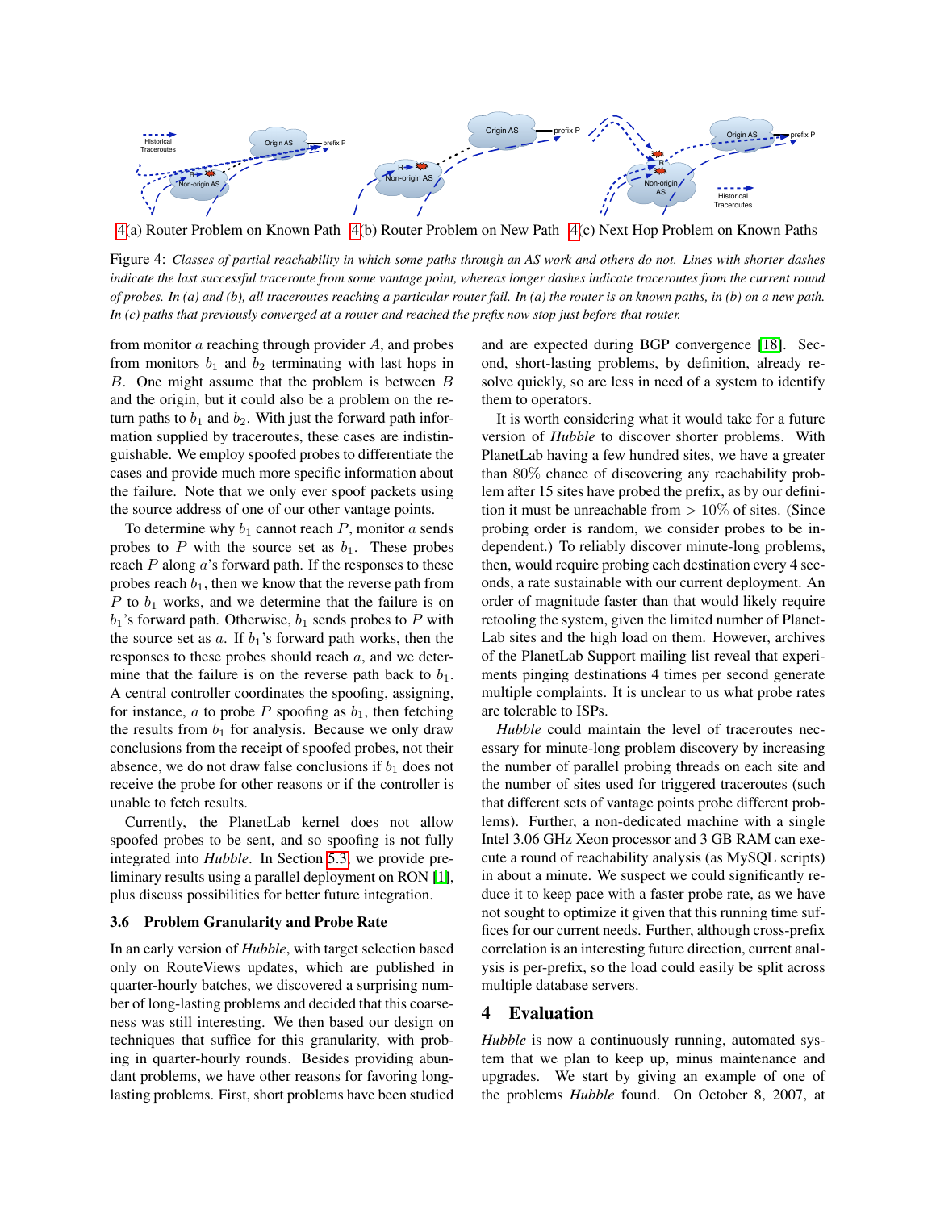4(a) Router Problem on Known Path 4(b) Router Problem on New Path 4(c) Next Hop Problem on Known Paths

Figure 4: *Classes of partial reachability in which some paths through an AS work and others do not. Lines with shorter dashes indicate the last successful traceroute from some vantage point, whereas longer dashes indicate traceroutes from the current round of probes. In (a) and (b), all traceroutes reaching a particular router fail. In (a) the router is on known paths, in (b) on a new path. In (c) paths that previously converged at a router and reached the prefix now stop just before that router.*

from monitor $a$ reaching through provider $A$, and probes from monitors $b_1$ and $b_2$ terminating with last hops in $B$. One might assume that the problem is between $B$ and the origin, but it could also be a problem on the return paths to $b_1$ and $b_2$. With just the forward path information supplied by traceroutes, these cases are indistinguishable. We employ spoofed probes to differentiate the cases and provide much more specific information about the failure. Note that we only ever spoof packets using the source address of one of our other vantage points.

To determine why $b_1$ cannot reach $P$, monitor $a$ sends probes to $P$ with the source set as $b_1$. These probes reach $P$ along $a$'s forward path. If the responses to these probes reach $b_1$, then we know that the reverse path from $P$ to $b_1$ works, and we determine that the failure is on $b_1$'s forward path. Otherwise, $b_1$ sends probes to $P$ with the source set as $a$. If $b_1$'s forward path works, then the responses to these probes should reach $a$, and we determine that the failure is on the reverse path back to $b_1$. A central controller coordinates the spoofing, assigning, for instance, $a$ to probe $P$ spoofing as $b_1$, then fetching the results from $b_1$ for analysis. Because we only draw conclusions from the receipt of spoofed probes, not their absence, we do not draw false conclusions if $b_1$ does not receive the probe for other reasons or if the controller is unable to fetch results.

Currently, the PlanetLab kernel does not allow spoofed probes to be sent, and so spoofing is not fully integrated into *Hubble*. In Section 5.3, we provide preliminary results using a parallel deployment on RON [1], plus discuss possibilities for better future integration.

### 3.6 Problem Granularity and Probe Rate

In an early version of *Hubble*, with target selection based only on RouteViews updates, which are published in quarter-hourly batches, we discovered a surprising number of long-lasting problems and decided that this coarseness was still interesting. We then based our design on techniques that suffice for this granularity, with probing in quarter-hourly rounds. Besides providing abundant problems, we have other reasons for favoring long-lasting problems. First, short problems have been studied and are expected during BGP convergence [18]. Second, short-lasting problems, by definition, already resolve quickly, so are less in need of a system to identify them to operators.

It is worth considering what it would take for a future version of *Hubble* to discover shorter problems. With PlanetLab having a few hundred sites, we have a greater than 80% chance of discovering any reachability problem after 15 sites have probed the prefix, as by our definition it must be unreachable from > 10% of sites. (Since probing order is random, we consider probes to be independent.) To reliably discover minute-long problems, then, would require probing each destination every 4 seconds, a rate sustainable with our current deployment. An order of magnitude faster than that would likely require retooling the system, given the limited number of PlanetLab sites and the high load on them. However, archives of the PlanetLab Support mailing list reveal that experiments pinging destinations 4 times per second generate multiple complaints. It is unclear to us what probe rates are tolerable to ISPs.

*Hubble* could maintain the level of traceroutes necessary for minute-long problem discovery by increasing the number of parallel probing threads on each site and the number of sites used for triggered traceroutes (such that different sets of vantage points probe different problems). Further, a non-dedicated machine with a single Intel 3.06 GHz Xeon processor and 3 GB RAM can execute a round of reachability analysis (as MySQL scripts) in about a minute. We suspect we could significantly reduce it to keep pace with a faster probe rate, as we have not sought to optimize it given that this running time suffices for our current needs. Further, although cross-prefix correlation is an interesting future direction, current analysis is per-prefix, so the load could easily be split across multiple database servers.

## 4 Evaluation

*Hubble* is now a continuously running, automated system that we plan to keep up, minus maintenance and upgrades. We start by giving an example of one of the problems *Hubble* found. On October 8, 2007, at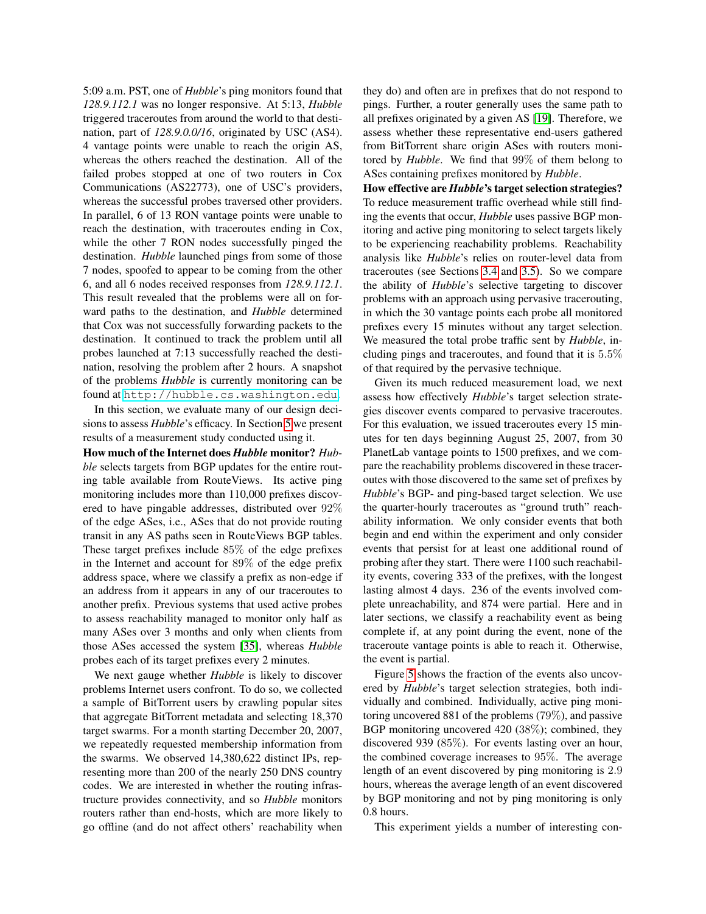5:09 a.m. PST, one of *Hubble*'s ping monitors found that *128.9.112.1* was no longer responsive. At 5:13, *Hubble* triggered traceroutes from around the world to that destination, part of *128.9.0.0/16*, originated by USC (AS4). 4 vantage points were unable to reach the origin AS, whereas the others reached the destination. All of the failed probes stopped at one of two routers in Cox Communications (AS22773), one of USC's providers, whereas the successful probes traversed other providers. In parallel, 6 of 13 RON vantage points were unable to reach the destination, with traceroutes ending in Cox, while the other 7 RON nodes successfully pinged the destination. *Hubble* launched pings from some of those 7 nodes, spoofed to appear to be coming from the other 6, and all 6 nodes received responses from *128.9.112.1*. This result revealed that the problems were all on forward paths to the destination, and *Hubble* determined that Cox was not successfully forwarding packets to the destination. It continued to track the problem until all probes launched at 7:13 successfully reached the destination, resolving the problem after 2 hours. A snapshot of the problems *Hubble* is currently monitoring can be found at `http://hubble.cs.washington.edu`.

In this section, we evaluate many of our design decisions to assess *Hubble*'s efficacy. In Section 5 we present results of a measurement study conducted using it.

**How much of the Internet does *Hubble* monitor?** *Hubble* selects targets from BGP updates for the entire routing table available from RouteViews. Its active ping monitoring includes more than 110,000 prefixes discovered to have pingable addresses, distributed over 92% of the edge ASes, i.e., ASes that do not provide routing transit in any AS paths seen in RouteViews BGP tables. These target prefixes include 85% of the edge prefixes in the Internet and account for 89% of the edge prefix address space, where we classify a prefix as non-edge if an address from it appears in any of our traceroutes to another prefix. Previous systems that used active probes to assess reachability managed to monitor only half as many ASes over 3 months and only when clients from those ASes accessed the system [35], whereas *Hubble* probes each of its target prefixes every 2 minutes.

We next gauge whether *Hubble* is likely to discover problems Internet users confront. To do so, we collected a sample of BitTorrent users by crawling popular sites that aggregate BitTorrent metadata and selecting 18,370 target swarms. For a month starting December 20, 2007, we repeatedly requested membership information from the swarms. We observed 14,380,622 distinct IPs, representing more than 200 of the nearly 250 DNS country codes. We are interested in whether the routing infrastructure provides connectivity, and so *Hubble* monitors routers rather than end-hosts, which are more likely to go offline (and do not affect others' reachability when they do) and often are in prefixes that do not respond to pings. Further, a router generally uses the same path to all prefixes originated by a given AS [19]. Therefore, we assess whether these representative end-users gathered from BitTorrent share origin ASes with routers monitored by *Hubble*. We find that 99% of them belong to ASes containing prefixes monitored by *Hubble*.

**How effective are *Hubble*'s target selection strategies?** To reduce measurement traffic overhead while still finding the events that occur, *Hubble* uses passive BGP monitoring and active ping monitoring to select targets likely to be experiencing reachability problems. Reachability analysis like *Hubble*'s relies on router-level data from traceroutes (see Sections 3.4 and 3.5). So we compare the ability of *Hubble*'s selective targeting to discover problems with an approach using pervasive tracerouting, in which the 30 vantage points each probe all monitored prefixes every 15 minutes without any target selection. We measured the total probe traffic sent by *Hubble*, including pings and traceroutes, and found that it is 5.5% of that required by the pervasive technique.

Given its much reduced measurement load, we next assess how effectively *Hubble*'s target selection strategies discover events compared to pervasive traceroutes. For this evaluation, we issued traceroutes every 15 minutes for ten days beginning August 25, 2007, from 30 PlanetLab vantage points to 1500 prefixes, and we compare the reachability problems discovered in these traceroutes with those discovered to the same set of prefixes by *Hubble*'s BGP- and ping-based target selection. We use the quarter-hourly traceroutes as "ground truth" reachability information. We only consider events that both begin and end within the experiment and only consider events that persist for at least one additional round of probing after they start. There were 1100 such reachability events, covering 333 of the prefixes, with the longest lasting almost 4 days. 236 of the events involved complete unreachability, and 874 were partial. Here and in later sections, we classify a reachability event as being complete if, at any point during the event, none of the traceroute vantage points is able to reach it. Otherwise, the event is partial.

Figure 5 shows the fraction of the events also uncovered by *Hubble*'s target selection strategies, both individually and combined. Individually, active ping monitoring uncovered 881 of the problems (79%), and passive BGP monitoring uncovered 420 (38%); combined, they discovered 939 (85%). For events lasting over an hour, the combined coverage increases to 95%. The average length of an event discovered by ping monitoring is 2.9 hours, whereas the average length of an event discovered by BGP monitoring and not by ping monitoring is only 0.8 hours.

This experiment yields a number of interesting con-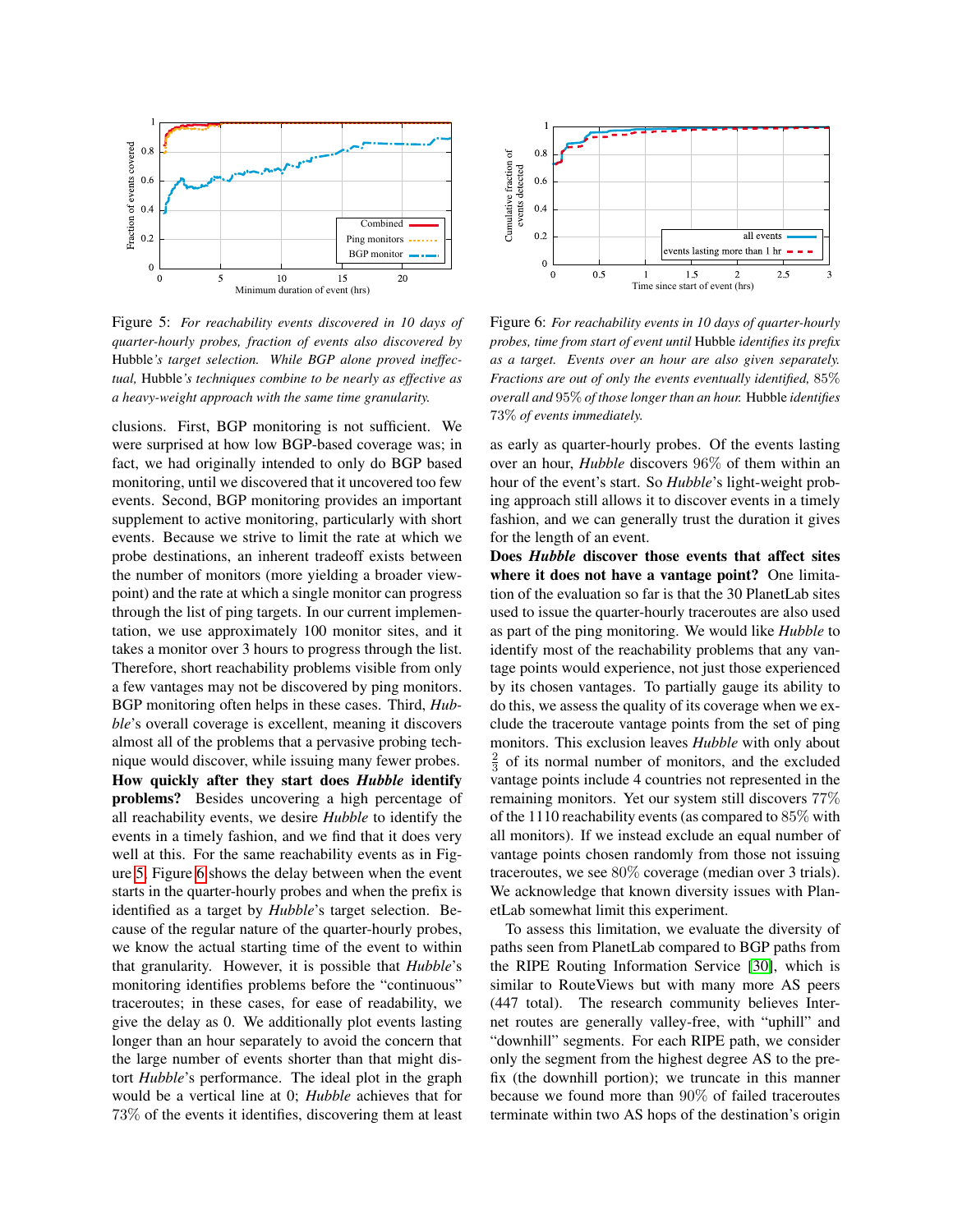Figure 5: *For reachability events discovered in 10 days of quarter-hourly probes, fraction of events also discovered by* Hubble*'s target selection. While BGP alone proved ineffectual,* Hubble*'s techniques combine to be nearly as effective as a heavy-weight approach with the same time granularity.*

Figure 6: *For reachability events in 10 days of quarter-hourly probes, time from start of event until* Hubble *identifies its prefix as a target. Events over an hour are also given separately. Fractions are out of only the events eventually identified, 85% overall and 95% of those longer than an hour.* Hubble *identifies 73% of events immediately.*

clusions. First, BGP monitoring is not sufficient. We were surprised at how low BGP-based coverage was; in fact, we had originally intended to only do BGP based monitoring, until we discovered that it uncovered too few events. Second, BGP monitoring provides an important supplement to active monitoring, particularly with short events. Because we strive to limit the rate at which we probe destinations, an inherent tradeoff exists between the number of monitors (more yielding a broader viewpoint) and the rate at which a single monitor can progress through the list of ping targets. In our current implementation, we use approximately 100 monitor sites, and it takes a monitor over 3 hours to progress through the list. Therefore, short reachability problems visible from only a few vantages may not be discovered by ping monitors. BGP monitoring often helps in these cases. Third, *Hubble*'s overall coverage is excellent, meaning it discovers almost all of the problems that a pervasive probing technique would discover, while issuing many fewer probes.

**How quickly after they start does *Hubble* identify problems?** Besides uncovering a high percentage of all reachability events, we desire *Hubble* to identify the events in a timely fashion, and we find that it does very well at this. For the same reachability events as in Figure 5, Figure 6 shows the delay between when the event starts in the quarter-hourly probes and when the prefix is identified as a target by *Hubble*'s target selection. Because of the regular nature of the quarter-hourly probes, we know the actual starting time of the event to within that granularity. However, it is possible that *Hubble*'s monitoring identifies problems before the "continuous" traceroutes; in these cases, for ease of readability, we give the delay as 0. We additionally plot events lasting longer than an hour separately to avoid the concern that the large number of events shorter than that might distort *Hubble*'s performance. The ideal plot in the graph would be a vertical line at 0; *Hubble* achieves that for 73% of the events it identifies, discovering them at least as early as quarter-hourly probes. Of the events lasting over an hour, *Hubble* discovers 96% of them within an hour of the event's start. So *Hubble*'s light-weight probing approach still allows it to discover events in a timely fashion, and we can generally trust the duration it gives for the length of an event.

**Does *Hubble* discover those events that affect sites where it does not have a vantage point?** One limitation of the evaluation so far is that the 30 PlanetLab sites used to issue the quarter-hourly traceroutes are also used as part of the ping monitoring. We would like *Hubble* to identify most of the reachability problems that any vantage points would experience, not just those experienced by its chosen vantages. To partially gauge its ability to do this, we assess the quality of its coverage when we exclude the traceroute vantage points from the set of ping monitors. This exclusion leaves *Hubble* with only about $\frac{2}{3}$ of its normal number of monitors, and the excluded vantage points include 4 countries not represented in the remaining monitors. Yet our system still discovers 77% of the 1110 reachability events (as compared to 85% with all monitors). If we instead exclude an equal number of vantage points chosen randomly from those not issuing traceroutes, we see 80% coverage (median over 3 trials). We acknowledge that known diversity issues with PlanetLab somewhat limit this experiment.

To assess this limitation, we evaluate the diversity of paths seen from PlanetLab compared to BGP paths from the RIPE Routing Information Service [30], which is similar to RouteViews but with many more AS peers (447 total). The research community believes Internet routes are generally valley-free, with "uphill" and "downhill" segments. For each RIPE path, we consider only the segment from the highest degree AS to the prefix (the downhill portion); we truncate in this manner because we found more than 90% of failed traceroutes terminate within two AS hops of the destination's origin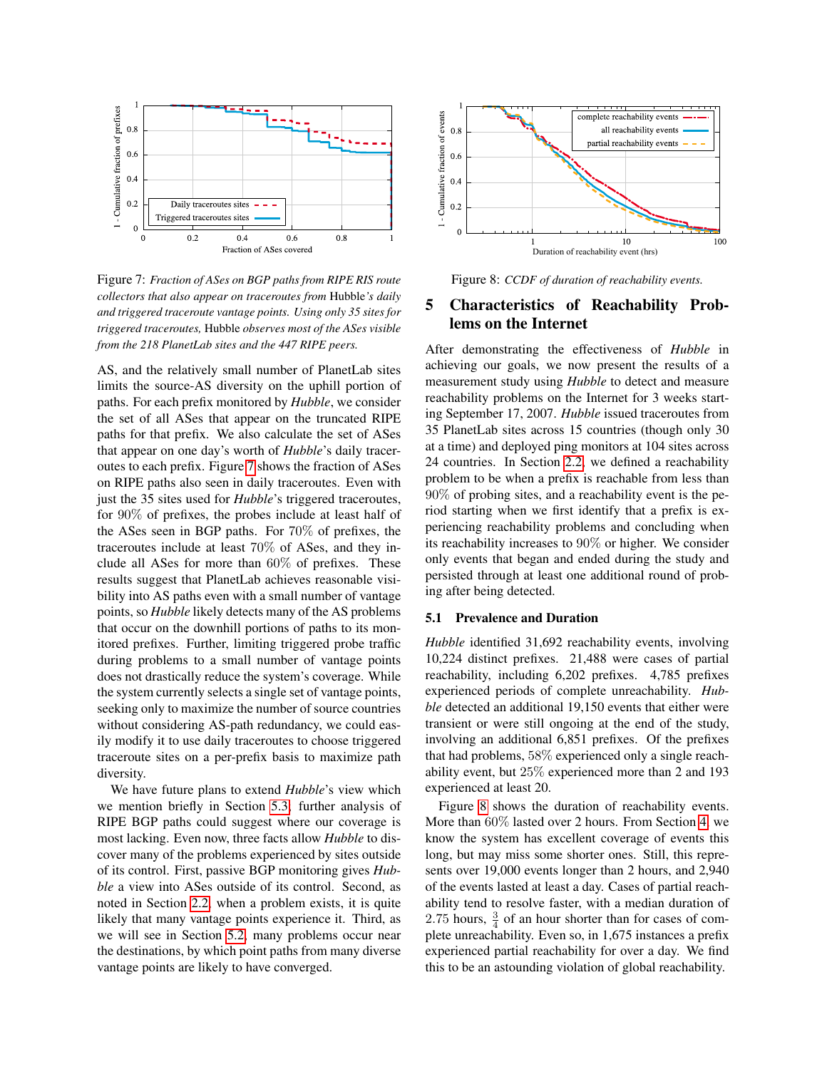Figure 7: *Fraction of ASes on BGP paths from RIPE RIS route collectors that also appear on traceroutes from* Hubble*'s daily and triggered traceroute vantage points. Using only 35 sites for triggered traceroutes,* Hubble *observes most of the ASes visible from the 218 PlanetLab sites and the 447 RIPE peers.*

AS, and the relatively small number of PlanetLab sites limits the source-AS diversity on the uphill portion of paths. For each prefix monitored by *Hubble*, we consider the set of all ASes that appear on the truncated RIPE paths for that prefix. We also calculate the set of ASes that appear on one day's worth of *Hubble*'s daily traceroutes to each prefix. Figure 7 shows the fraction of ASes on RIPE paths also seen in daily traceroutes. Even with just the 35 sites used for *Hubble*'s triggered traceroutes, for 90% of prefixes, the probes include at least half of the ASes seen in BGP paths. For 70% of prefixes, the traceroutes include at least 70% of ASes, and they include all ASes for more than 60% of prefixes. These results suggest that PlanetLab achieves reasonable visibility into AS paths even with a small number of vantage points, so *Hubble* likely detects many of the AS problems that occur on the downhill portions of paths to its monitored prefixes. Further, limiting triggered probe traffic during problems to a small number of vantage points does not drastically reduce the system's coverage. While the system currently selects a single set of vantage points, seeking only to maximize the number of source countries without considering AS-path redundancy, we could easily modify it to use daily traceroutes to choose triggered traceroute sites on a per-prefix basis to maximize path diversity.

We have future plans to extend *Hubble*'s view which we mention briefly in Section 5.3; further analysis of RIPE BGP paths could suggest where our coverage is most lacking. Even now, three facts allow *Hubble* to discover many of the problems experienced by sites outside of its control. First, passive BGP monitoring gives *Hubble* a view into ASes outside of its control. Second, as noted in Section 2.2, when a problem exists, it is quite likely that many vantage points experience it. Third, as we will see in Section 5.2, many problems occur near the destinations, by which point paths from many diverse vantage points are likely to have converged.

Figure 8: *CCDF of duration of reachability events.*

## 5 Characteristics of Reachability Problems on the Internet

After demonstrating the effectiveness of *Hubble* in achieving our goals, we now present the results of a measurement study using *Hubble* to detect and measure reachability problems on the Internet for 3 weeks starting September 17, 2007. *Hubble* issued traceroutes from 35 PlanetLab sites across 15 countries (though only 30 at a time) and deployed ping monitors at 104 sites across 24 countries. In Section 2.2, we defined a reachability problem to be when a prefix is reachable from less than 90% of probing sites, and a reachability event is the period starting when we first identify that a prefix is experiencing reachability problems and concluding when its reachability increases to 90% or higher. We consider only events that began and ended during the study and persisted through at least one additional round of probing after being detected.

### 5.1 Prevalence and Duration

*Hubble* identified 31,692 reachability events, involving 10,224 distinct prefixes. 21,488 were cases of partial reachability, including 6,202 prefixes. 4,785 prefixes experienced periods of complete unreachability. *Hubble* detected an additional 19,150 events that either were transient or were still ongoing at the end of the study, involving an additional 6,851 prefixes. Of the prefixes that had problems, 58% experienced only a single reachability event, but 25% experienced more than 2 and 193 experienced at least 20.

Figure 8 shows the duration of reachability events. More than 60% lasted over 2 hours. From Section 4, we know the system has excellent coverage of events this long, but may miss some shorter ones. Still, this represents over 19,000 events longer than 2 hours, and 2,940 of the events lasted at least a day. Cases of partial reachability tend to resolve faster, with a median duration of 2.75 hours, $\frac{3}{4}$ of an hour shorter than for cases of complete unreachability. Even so, in 1,675 instances a prefix experienced partial reachability for over a day. We find this to be an astounding violation of global reachability.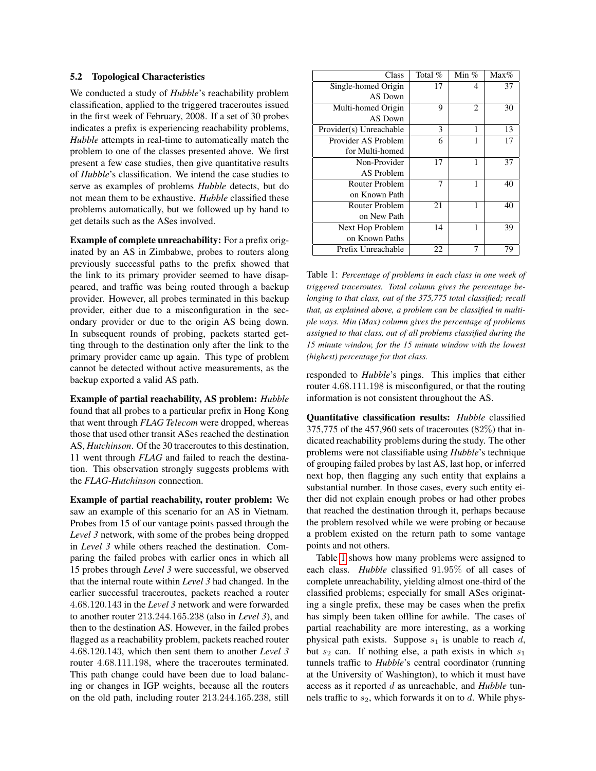### 5.2 Topological Characteristics

We conducted a study of *Hubble*'s reachability problem classification, applied to the triggered traceroutes issued in the first week of February, 2008. If a set of 30 probes indicates a prefix is experiencing reachability problems, *Hubble* attempts in real-time to automatically match the problem to one of the classes presented above. We first present a few case studies, then give quantitative results of *Hubble*'s classification. We intend the case studies to serve as examples of problems *Hubble* detects, but do not mean them to be exhaustive. *Hubble* classified these problems automatically, but we followed up by hand to get details such as the ASes involved.

**Example of complete unreachability:** For a prefix originated by an AS in Zimbabwe, probes to routers along previously successful paths to the prefix showed that the link to its primary provider seemed to have disappeared, and traffic was being routed through a backup provider. However, all probes terminated in this backup provider, either due to a misconfiguration in the secondary provider or due to the origin AS being down. In subsequent rounds of probing, packets started getting through to the destination only after the link to the primary provider came up again. This type of problem cannot be detected without active measurements, as the backup exported a valid AS path.

**Example of partial reachability, AS problem:** *Hubble* found that all probes to a particular prefix in Hong Kong that went through *FLAG Telecom* were dropped, whereas those that used other transit ASes reached the destination AS, *Hutchinson*. Of the 30 traceroutes to this destination, 11 went through *FLAG* and failed to reach the destination. This observation strongly suggests problems with the *FLAG-Hutchinson* connection.

**Example of partial reachability, router problem:** We saw an example of this scenario for an AS in Vietnam. Probes from 15 of our vantage points passed through the *Level 3* network, with some of the probes being dropped in *Level 3* while others reached the destination. Comparing the failed probes with earlier ones in which all 15 probes through *Level 3* were successful, we observed that the internal route within *Level 3* had changed. In the earlier successful traceroutes, packets reached a router 4.68.120.143 in the *Level 3* network and were forwarded to another router 213.244.165.238 (also in *Level 3*), and then to the destination AS. However, in the failed probes flagged as a reachability problem, packets reached router 4.68.120.143, which then sent them to another *Level 3* router 4.68.111.198, where the traceroutes terminated. This path change could have been due to load balancing or changes in IGP weights, because all the routers on the old path, including router 213.244.165.238, still responded to *Hubble*'s pings. This implies that either router 4.68.111.198 is misconfigured, or that the routing information is not consistent throughout the AS.

| Class | Total % | Min % | Max% |
|---|---|---|---|
| Single-homed Origin AS Down | 17 | 4 | 37 |
| Multi-homed Origin AS Down | 9 | 2 | 30 |
| Provider(s) Unreachable | 3 | 1 | 13 |
| Provider AS Problem for Multi-homed | 6 | 1 | 17 |
| Non-Provider AS Problem | 17 | 1 | 37 |
| Router Problem on Known Path | 7 | 1 | 40 |
| Router Problem on New Path | 21 | 1 | 40 |
| Next Hop Problem on Known Paths | 14 | 1 | 39 |
| Prefix Unreachable | 22 | 7 | 79 |

Table 1: *Percentage of problems in each class in one week of triggered traceroutes. Total column gives the percentage belonging to that class, out of the 375,775 total classified; recall that, as explained above, a problem can be classified in multiple ways. Min (Max) column gives the percentage of problems assigned to that class, out of all problems classified during the 15 minute window, for the 15 minute window with the lowest (highest) percentage for that class.*

**Quantitative classification results:** *Hubble* classified 375,775 of the 457,960 sets of traceroutes (82%) that indicated reachability problems during the study. The other problems were not classifiable using *Hubble*'s technique of grouping failed probes by last AS, last hop, or inferred next hop, then flagging any such entity that explains a substantial number. In those cases, every such entity either did not explain enough probes or had other probes that reached the destination through it, perhaps because the problem resolved while we were probing or because a problem existed on the return path to some vantage points and not others.

Table 1 shows how many problems were assigned to each class. *Hubble* classified 91.95% of all cases of complete unreachability, yielding almost one-third of the classified problems; especially for small ASes originating a single prefix, these may be cases when the prefix has simply been taken offline for awhile. The cases of partial reachability are more interesting, as a working physical path exists. Suppose $s_1$ is unable to reach $d$, but $s_2$ can. If nothing else, a path exists in which $s_1$ tunnels traffic to *Hubble*'s central coordinator (running at the University of Washington), to which it must have access as it reported $d$ as unreachable, and *Hubble* tunnels traffic to $s_2$, which forwards it on to $d$. While phys-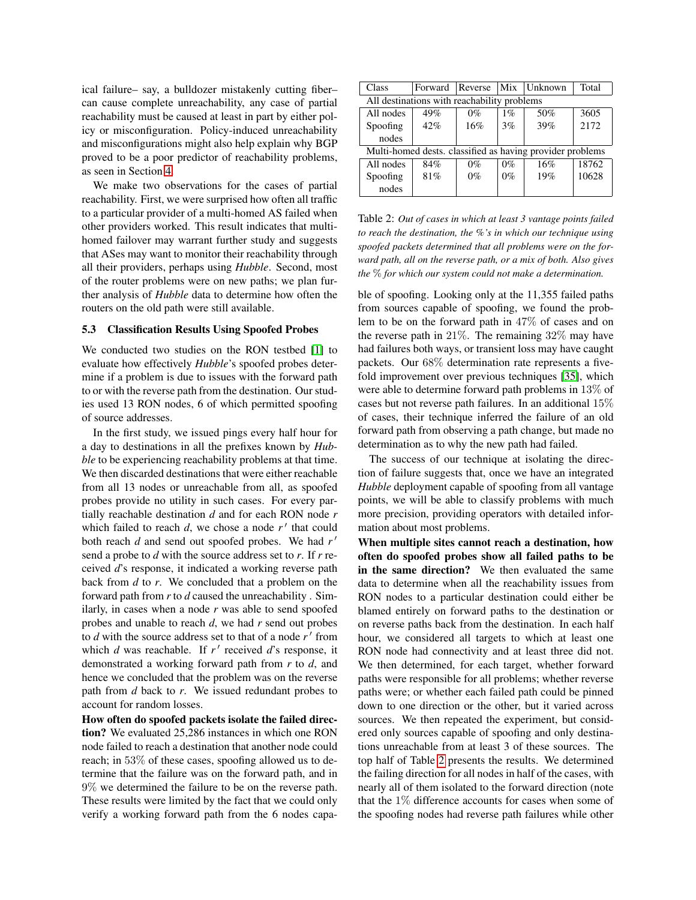ical failure– say, a bulldozer mistakenly cutting fiber– can cause complete unreachability, any case of partial reachability must be caused at least in part by either policy or misconfiguration. Policy-induced unreachability and misconfigurations might also help explain why BGP proved to be a poor predictor of reachability problems, as seen in Section 4.

We make two observations for the cases of partial reachability. First, we were surprised how often all traffic to a particular provider of a multi-homed AS failed when other providers worked. This result indicates that multi-homed failover may warrant further study and suggests that ASes may want to monitor their reachability through all their providers, perhaps using *Hubble*. Second, most of the router problems were on new paths; we plan further analysis of *Hubble* data to determine how often the routers on the old path were still available.

### 5.3 Classification Results Using Spoofed Probes

We conducted two studies on the RON testbed [1] to evaluate how effectively *Hubble*'s spoofed probes determine if a problem is due to issues with the forward path to or with the reverse path from the destination. Our studies used 13 RON nodes, 6 of which permitted spoofing of source addresses.

In the first study, we issued pings every half hour for a day to destinations in all the prefixes known by *Hubble* to be experiencing reachability problems at that time. We then discarded destinations that were either reachable from all 13 nodes or unreachable from all, as spoofed probes provide no utility in such cases. For every partially reachable destination $d$ and for each RON node $r$ which failed to reach $d$, we chose a node $r'$ that could both reach $d$ and send out spoofed probes. We had $r'$ send a probe to $d$ with the source address set to $r$. If $r$ received $d$'s response, it indicated a working reverse path back from $d$ to $r$. We concluded that a problem on the forward path from $r$ to $d$ caused the unreachability . Similarly, in cases when a node $r$ was able to send spoofed probes and unable to reach $d$, we had $r$ send out probes to $d$ with the source address set to that of a node $r'$ from which $d$ was reachable. If $r'$ received $d$'s response, it demonstrated a working forward path from $r$ to $d$, and hence we concluded that the problem was on the reverse path from $d$ back to $r$. We issued redundant probes to account for random losses.

**How often do spoofed packets isolate the failed direction?** We evaluated 25,286 instances in which one RON node failed to reach a destination that another node could reach; in 53% of these cases, spoofing allowed us to determine that the failure was on the forward path, and in 9% we determined the failure to be on the reverse path. These results were limited by the fact that we could only verify a working forward path from the 6 nodes capable of spoofing. Looking only at the 11,355 failed paths from sources capable of spoofing, we found the problem to be on the forward path in 47% of cases and on the reverse path in 21%. The remaining 32% may have had failures both ways, or transient loss may have caught packets. Our 68% determination rate represents a five-fold improvement over previous techniques [35], which were able to determine forward path problems in 13% of cases but not reverse path failures. In an additional 15% of cases, their technique inferred the failure of an old forward path from observing a path change, but made no determination as to why the new path had failed.

The success of our technique at isolating the direction of failure suggests that, once we have an integrated *Hubble* deployment capable of spoofing from all vantage points, we will be able to classify problems with much more precision, providing operators with detailed information about most problems.

| Class | Forward | Reverse | Mix | Unknown | Total |
|---|---|---|---|---|---|
| All destinations with reachability problems | | | | | |
| All nodes | 49% | 0% | 1% | 50% | 3605 |
| Spoofing nodes | 42% | 16% | 3% | 39% | 2172 |
| Multi-homed dests. classified as having provider problems | | | | | |
| All nodes | 84% | 0% | 0% | 16% | 18762 |
| Spoofing nodes | 81% | 0% | 0% | 19% | 10628 |

Table 2: *Out of cases in which at least 3 vantage points failed to reach the destination, the %'s in which our technique using spoofed packets determined that all problems were on the forward path, all on the reverse path, or a mix of both. Also gives the % for which our system could not make a determination.*

**When multiple sites cannot reach a destination, how often do spoofed probes show all failed paths to be in the same direction?** We then evaluated the same data to determine when all the reachability issues from RON nodes to a particular destination could either be blamed entirely on forward paths to the destination or on reverse paths back from the destination. In each half hour, we considered all targets to which at least one RON node had connectivity and at least three did not. We then determined, for each target, whether forward paths were responsible for all problems; whether reverse paths were; or whether each failed path could be pinned down to one direction or the other, but it varied across sources. We then repeated the experiment, but considered only sources capable of spoofing and only destinations unreachable from at least 3 of these sources. The top half of Table 2 presents the results. We determined the failing direction for all nodes in half of the cases, with nearly all of them isolated to the forward direction (note that the 1% difference accounts for cases when some of the spoofing nodes had reverse path failures while other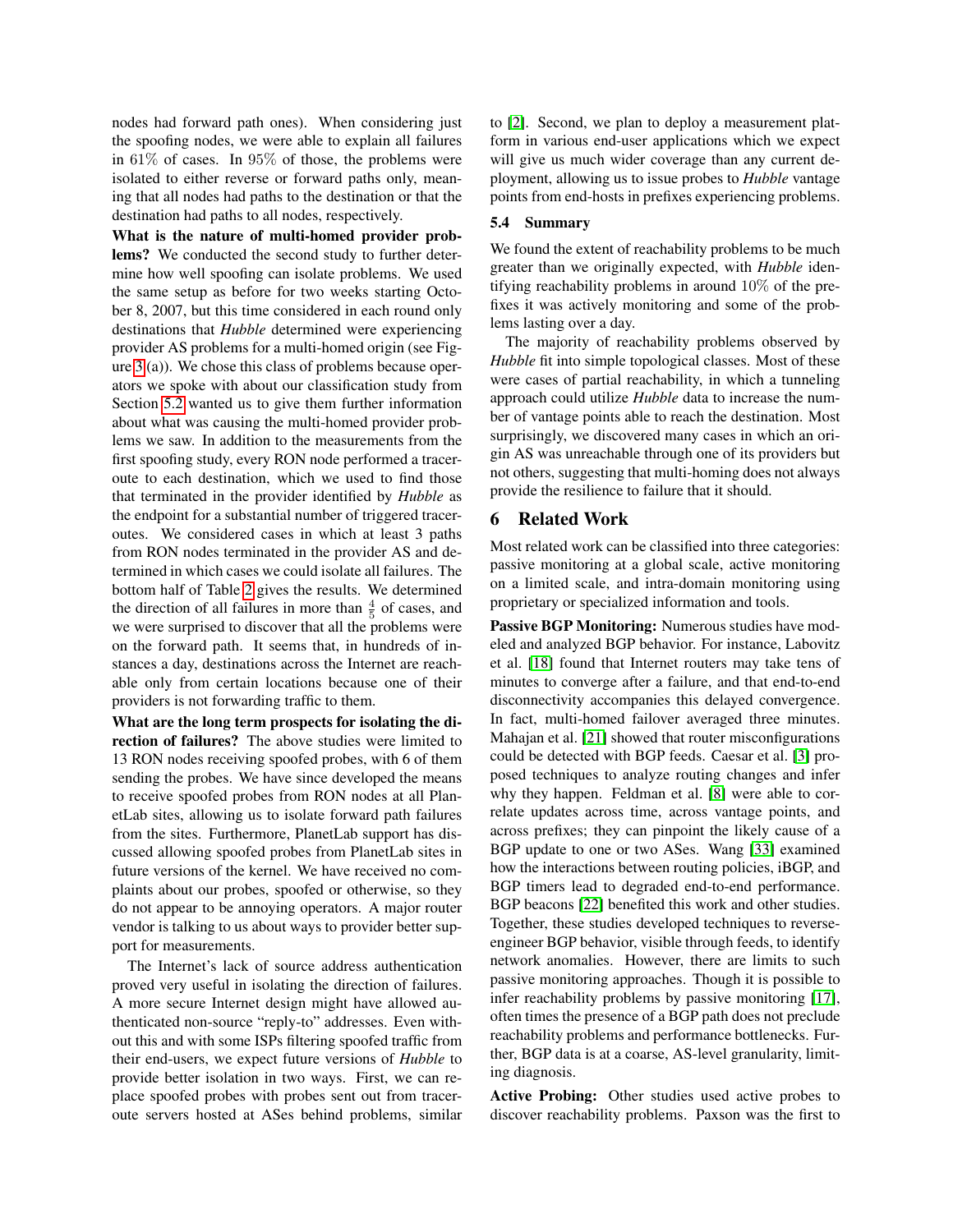nodes had forward path ones). When considering just the spoofing nodes, we were able to explain all failures in 61% of cases. In 95% of those, the problems were isolated to either reverse or forward paths only, meaning that all nodes had paths to the destination or that the destination had paths to all nodes, respectively.

**What is the nature of multi-homed provider problems?** We conducted the second study to further determine how well spoofing can isolate problems. We used the same setup as before for two weeks starting October 8, 2007, but this time considered in each round only destinations that *Hubble* determined were experiencing provider AS problems for a multi-homed origin (see Figure 3(a)). We chose this class of problems because operators we spoke with about our classification study from Section 5.2 wanted us to give them further information about what was causing the multi-homed provider problems we saw. In addition to the measurements from the first spoofing study, every RON node performed a traceroute to each destination, which we used to find those that terminated in the provider identified by *Hubble* as the endpoint for a substantial number of triggered traceroutes. We considered cases in which at least 3 paths from RON nodes terminated in the provider AS and determined in which cases we could isolate all failures. The bottom half of Table 2 gives the results. We determined the direction of all failures in more than $\frac{4}{5}$ of cases, and we were surprised to discover that all the problems were on the forward path. It seems that, in hundreds of instances a day, destinations across the Internet are reachable only from certain locations because one of their providers is not forwarding traffic to them.

**What are the long term prospects for isolating the direction of failures?** The above studies were limited to 13 RON nodes receiving spoofed probes, with 6 of them sending the probes. We have since developed the means to receive spoofed probes from RON nodes at all PlanetLab sites, allowing us to isolate forward path failures from the sites. Furthermore, PlanetLab support has discussed allowing spoofed probes from PlanetLab sites in future versions of the kernel. We have received no complaints about our probes, spoofed or otherwise, so they do not appear to be annoying operators. A major router vendor is talking to us about ways to provider better support for measurements.

The Internet's lack of source address authentication proved very useful in isolating the direction of failures. A more secure Internet design might have allowed authenticated non-source "reply-to" addresses. Even without this and with some ISPs filtering spoofed traffic from their end-users, we expect future versions of *Hubble* to provide better isolation in two ways. First, we can replace spoofed probes with probes sent out from traceroute servers hosted at ASes behind problems, similar to [2]. Second, we plan to deploy a measurement platform in various end-user applications which we expect will give us much wider coverage than any current deployment, allowing us to issue probes to *Hubble* vantage points from end-hosts in prefixes experiencing problems.

### 5.4 Summary

We found the extent of reachability problems to be much greater than we originally expected, with *Hubble* identifying reachability problems in around 10% of the prefixes it was actively monitoring and some of the problems lasting over a day.

The majority of reachability problems observed by *Hubble* fit into simple topological classes. Most of these were cases of partial reachability, in which a tunneling approach could utilize *Hubble* data to increase the number of vantage points able to reach the destination. Most surprisingly, we discovered many cases in which an origin AS was unreachable through one of its providers but not others, suggesting that multi-homing does not always provide the resilience to failure that it should.

## 6 Related Work

Most related work can be classified into three categories: passive monitoring at a global scale, active monitoring on a limited scale, and intra-domain monitoring using proprietary or specialized information and tools.

**Passive BGP Monitoring:** Numerous studies have modeled and analyzed BGP behavior. For instance, Labovitz et al. [18] found that Internet routers may take tens of minutes to converge after a failure, and that end-to-end disconnectivity accompanies this delayed convergence. In fact, multi-homed failover averaged three minutes. Mahajan et al. [21] showed that router misconfigurations could be detected with BGP feeds. Caesar et al. [3] proposed techniques to analyze routing changes and infer why they happen. Feldman et al. [8] were able to correlate updates across time, across vantage points, and across prefixes; they can pinpoint the likely cause of a BGP update to one or two ASes. Wang [33] examined how the interactions between routing policies, iBGP, and BGP timers lead to degraded end-to-end performance. BGP beacons [22] benefited this work and other studies. Together, these studies developed techniques to reverse-engineer BGP behavior, visible through feeds, to identify network anomalies. However, there are limits to such passive monitoring approaches. Though it is possible to infer reachability problems by passive monitoring [17], often times the presence of a BGP path does not preclude reachability problems and performance bottlenecks. Further, BGP data is at a coarse, AS-level granularity, limiting diagnosis.

**Active Probing:** Other studies used active probes to discover reachability problems. Paxson was the first to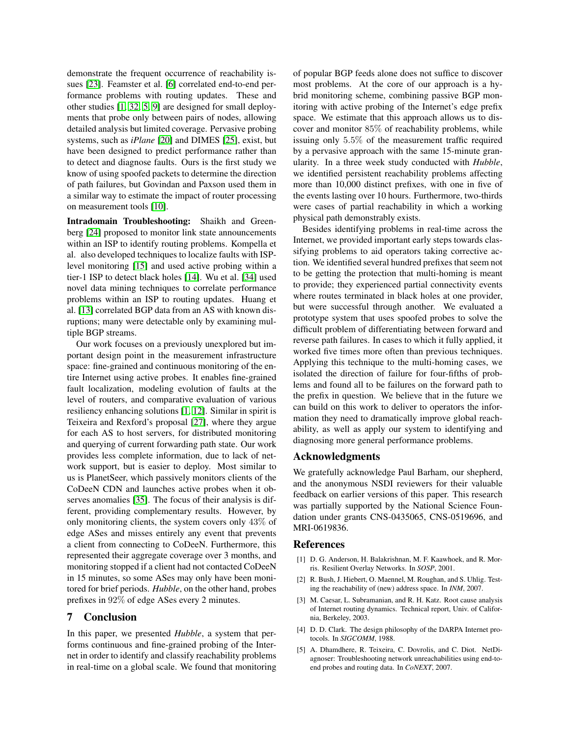demonstrate the frequent occurrence of reachability issues [23]. Feamster et al. [6] correlated end-to-end performance problems with routing updates. These and other studies [1, 32, 5, 9] are designed for small deployments that probe only between pairs of nodes, allowing detailed analysis but limited coverage. Pervasive probing systems, such as *iPlane* [20] and DIMES [25], exist, but have been designed to predict performance rather than to detect and diagnose faults. Ours is the first study we know of using spoofed packets to determine the direction of path failures, but Govindan and Paxson used them in a similar way to estimate the impact of router processing on measurement tools [10].

**Intradomain Troubleshooting:** Shaikh and Greenberg [24] proposed to monitor link state announcements within an ISP to identify routing problems. Kompella et al. also developed techniques to localize faults with ISP-level monitoring [15] and used active probing within a tier-1 ISP to detect black holes [14]. Wu et al. [34] used novel data mining techniques to correlate performance problems within an ISP to routing updates. Huang et al. [13] correlated BGP data from an AS with known disruptions; many were detectable only by examining multiple BGP streams.

Our work focuses on a previously unexplored but important design point in the measurement infrastructure space: fine-grained and continuous monitoring of the entire Internet using active probes. It enables fine-grained fault localization, modeling evolution of faults at the level of routers, and comparative evaluation of various resiliency enhancing solutions [1, 12]. Similar in spirit is Teixeira and Rexford's proposal [27], where they argue for each AS to host servers, for distributed monitoring and querying of current forwarding path state. Our work provides less complete information, due to lack of network support, but is easier to deploy. Most similar to us is PlanetSeer, which passively monitors clients of the CoDeeN CDN and launches active probes when it observes anomalies [35]. The focus of their analysis is different, providing complementary results. However, by only monitoring clients, the system covers only $43\%$ of edge ASes and misses entirely any event that prevents a client from connecting to CoDeeN. Furthermore, this represented their aggregate coverage over 3 months, and monitoring stopped if a client had not contacted CoDeeN in 15 minutes, so some ASes may only have been monitored for brief periods. *Hubble*, on the other hand, probes prefixes in $92\%$ of edge ASes every 2 minutes.

## 7 Conclusion

In this paper, we presented *Hubble*, a system that performs continuous and fine-grained probing of the Internet in order to identify and classify reachability problems in real-time on a global scale. We found that monitoring of popular BGP feeds alone does not suffice to discover most problems. At the core of our approach is a hybrid monitoring scheme, combining passive BGP monitoring with active probing of the Internet's edge prefix space. We estimate that this approach allows us to discover and monitor $85\%$ of reachability problems, while issuing only $5.5\%$ of the measurement traffic required by a pervasive approach with the same 15-minute granularity. In a three week study conducted with *Hubble*, we identified persistent reachability problems affecting more than 10,000 distinct prefixes, with one in five of the events lasting over 10 hours. Furthermore, two-thirds were cases of partial reachability in which a working physical path demonstrably exists.

Besides identifying problems in real-time across the Internet, we provided important early steps towards classifying problems to aid operators taking corrective action. We identified several hundred prefixes that seem not to be getting the protection that multi-homing is meant to provide; they experienced partial connectivity events where routes terminated in black holes at one provider, but were successful through another. We evaluated a prototype system that uses spoofed probes to solve the difficult problem of differentiating between forward and reverse path failures. In cases to which it fully applied, it worked five times more often than previous techniques. Applying this technique to the multi-homing cases, we isolated the direction of failure for four-fifths of problems and found all to be failures on the forward path to the prefix in question. We believe that in the future we can build on this work to deliver to operators the information they need to dramatically improve global reachability, as well as apply our system to identifying and diagnosing more general performance problems.

## Acknowledgments

We gratefully acknowledge Paul Barham, our shepherd, and the anonymous NSDI reviewers for their valuable feedback on earlier versions of this paper. This research was partially supported by the National Science Foundation under grants CNS-0435065, CNS-0519696, and MRI-0619836.

## References

[1] D. G. Anderson, H. Balakrishnan, M. F. Kaawhoek, and R. Morris. Resilient Overlay Networks. In *SOSP*, 2001.

[2] R. Bush, J. Hiebert, O. Maennel, M. Roughan, and S. Uhlig. Testing the reachability of (new) address space. In *INM*, 2007.

[3] M. Caesar, L. Subramanian, and R. H. Katz. Root cause analysis of Internet routing dynamics. Technical report, Univ. of California, Berkeley, 2003.

[4] D. D. Clark. The design philosophy of the DARPA Internet protocols. In *SIGCOMM*, 1988.

[5] A. Dhamdhere, R. Teixeira, C. Dovrolis, and C. Diot. NetDiagnoser: Troubleshooting network unreachabilities using end-to-end probes and routing data. In *CoNEXT*, 2007.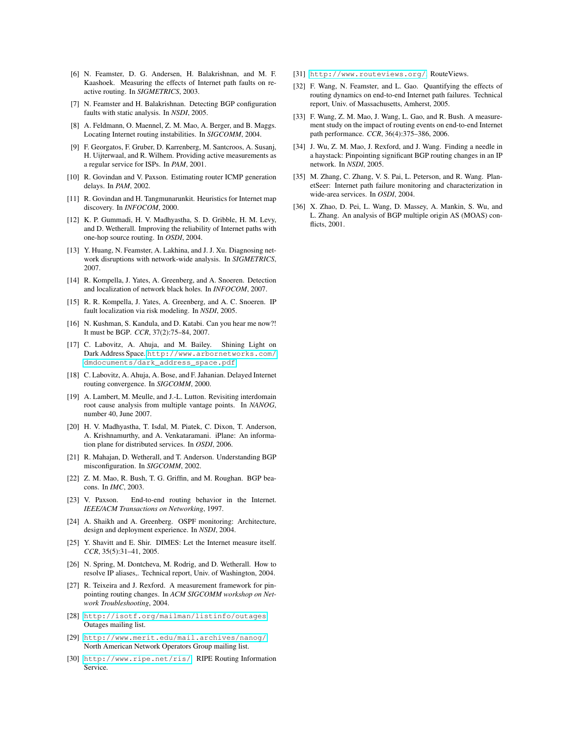[6] N. Feamster, D. G. Andersen, H. Balakrishnan, and M. F. Kaashoek. Measuring the effects of Internet path faults on reactive routing. In *SIGMETRICS*, 2003.

[7] N. Feamster and H. Balakrishnan. Detecting BGP configuration faults with static analysis. In *NSDI*, 2005.

[8] A. Feldmann, O. Maennel, Z. M. Mao, A. Berger, and B. Maggs. Locating Internet routing instabilities. In *SIGCOMM*, 2004.

[9] F. Georgatos, F. Gruber, D. Karrenberg, M. Santcroos, A. Susanj, H. Uijterwaal, and R. Wilhem. Providing active measurements as a regular service for ISPs. In *PAM*, 2001.

[10] R. Govindan and V. Paxson. Estimating router ICMP generation delays. In *PAM*, 2002.

[11] R. Govindan and H. Tangmunarunkit. Heuristics for Internet map discovery. In *INFOCOM*, 2000.

[12] K. P. Gummadi, H. V. Madhyastha, S. D. Gribble, H. M. Levy, and D. Wetherall. Improving the reliability of Internet paths with one-hop source routing. In *OSDI*, 2004.

[13] Y. Huang, N. Feamster, A. Lakhina, and J. J. Xu. Diagnosing network disruptions with network-wide analysis. In *SIGMETRICS*, 2007.

[14] R. Kompella, J. Yates, A. Greenberg, and A. Snoeren. Detection and localization of network black holes. In *INFOCOM*, 2007.

[15] R. R. Kompella, J. Yates, A. Greenberg, and A. C. Snoeren. IP fault localization via risk modeling. In *NSDI*, 2005.

[16] N. Kushman, S. Kandula, and D. Katabi. Can you hear me now?! It must be BGP. *CCR*, 37(2):75–84, 2007.

[17] C. Labovitz, A. Ahuja, and M. Bailey. Shining Light on Dark Address Space. http://www.arbornetworks.com/dmdocuments/dark_address_space.pdf

[18] C. Labovitz, A. Ahuja, A. Bose, and F. Jahanian. Delayed Internet routing convergence. In *SIGCOMM*, 2000.

[19] A. Lambert, M. Meulle, and J.-L. Lutton. Revisiting interdomain root cause analysis from multiple vantage points. In *NANOG*, number 40, June 2007.

[20] H. V. Madhyastha, T. Isdal, M. Piatek, C. Dixon, T. Anderson, A. Krishnamurthy, and A. Venkataramani. iPlane: An information plane for distributed services. In *OSDI*, 2006.

[21] R. Mahajan, D. Wetherall, and T. Anderson. Understanding BGP misconfiguration. In *SIGCOMM*, 2002.

[22] Z. M. Mao, R. Bush, T. G. Griffin, and M. Roughan. BGP beacons. In *IMC*, 2003.

[23] V. Paxson. End-to-end routing behavior in the Internet. *IEEE/ACM Transactions on Networking*, 1997.

[24] A. Shaikh and A. Greenberg. OSPF monitoring: Architecture, design and deployment experience. In *NSDI*, 2004.

[25] Y. Shavitt and E. Shir. DIMES: Let the Internet measure itself. *CCR*, 35(5):31–41, 2005.

[26] N. Spring, M. Dontcheva, M. Rodrig, and D. Wetherall. How to resolve IP aliases,. Technical report, Univ. of Washington, 2004.

[27] R. Teixeira and J. Rexford. A measurement framework for pinpointing routing changes. In *ACM SIGCOMM workshop on Network Troubleshooting*, 2004.

[28] http://isotf.org/mailman/listinfo/outages Outages mailing list.

[29] http://www.merit.edu/mail.archives/nanog/ North American Network Operators Group mailing list.

[30] http://www.ripe.net/ris/ RIPE Routing Information Service.

[31] http://www.routeviews.org/ RouteViews.

[32] F. Wang, N. Feamster, and L. Gao. Quantifying the effects of routing dynamics on end-to-end Internet path failures. Technical report, Univ. of Massachusetts, Amherst, 2005.

[33] F. Wang, Z. M. Mao, J. Wang, L. Gao, and R. Bush. A measurement study on the impact of routing events on end-to-end Internet path performance. *CCR*, 36(4):375–386, 2006.

[34] J. Wu, Z. M. Mao, J. Rexford, and J. Wang. Finding a needle in a haystack: Pinpointing significant BGP routing changes in an IP network. In *NSDI*, 2005.

[35] M. Zhang, C. Zhang, V. S. Pai, L. Peterson, and R. Wang. PlanetSeer: Internet path failure monitoring and characterization in wide-area services. In *OSDI*, 2004.

[36] X. Zhao, D. Pei, L. Wang, D. Massey, A. Mankin, S. Wu, and L. Zhang. An analysis of BGP multiple origin AS (MOAS) conflicts, 2001.